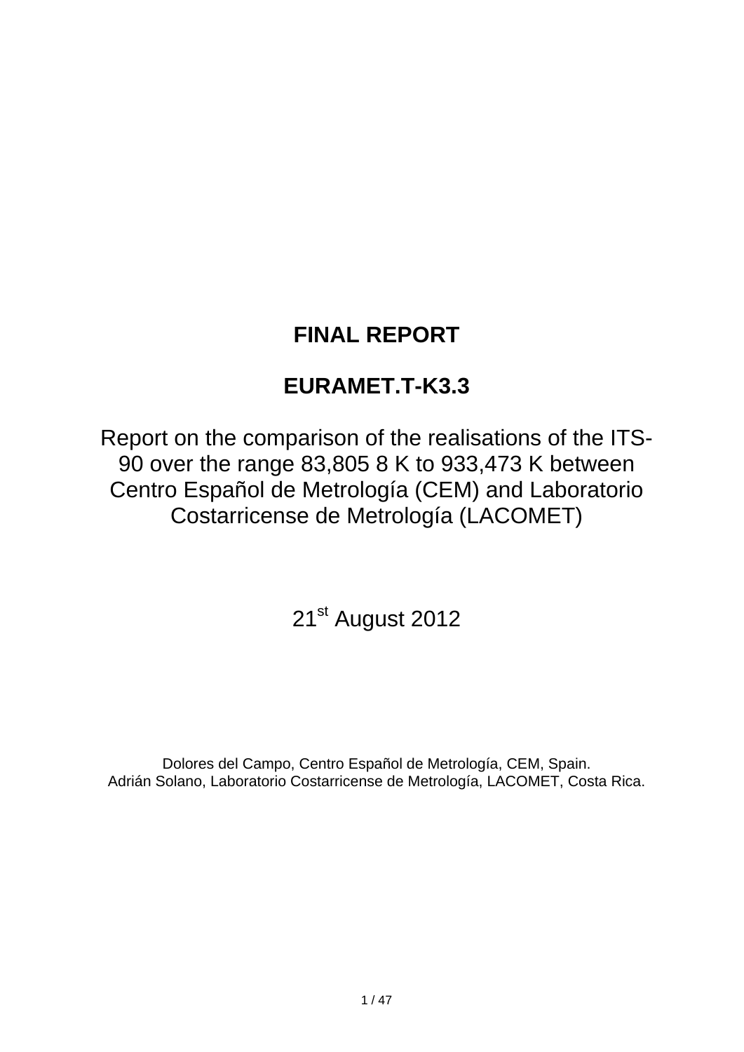# FINAL REPORT

# EURAMET.T-K3.3

Report on the comparison of the realisations of the ITS-90 over the range 83,805 8 K to 933,473 K between Centro Español de Metrología (CEM) and Laboratorio Costarricense de Metrología (LACOMET)

21st August 2012

Dolores del Campo, Centro Español de Metrología, CEM, Spain.
Adrián Solano, Laboratorio Costarricense de Metrología, LACOMET, Costa Rica.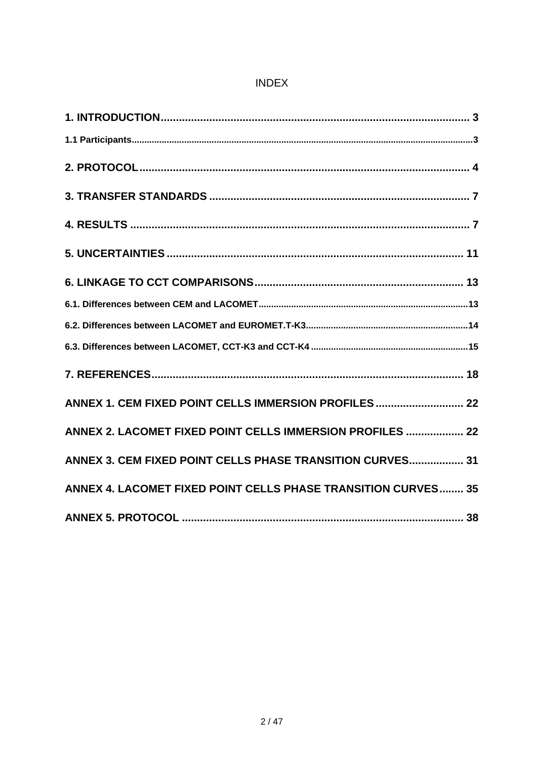INDEX

| | |
|---|---|
| **1. INTRODUCTION** | **3** |
| 1.1 Participants | 3 |
| **2. PROTOCOL** | **4** |
| **3. TRANSFER STANDARDS** | **7** |
| **4. RESULTS** | **7** |
| **5. UNCERTAINTIES** | **11** |
| **6. LINKAGE TO CCT COMPARISONS** | **13** |
| 6.1. Differences between CEM and LACOMET | 13 |
| 6.2. Differences between LACOMET and EUROMET.T-K3 | 14 |
| 6.3. Differences between LACOMET, CCT-K3 and CCT-K4 | 15 |
| **7. REFERENCES** | **18** |
| **ANNEX 1. CEM FIXED POINT CELLS IMMERSION PROFILES** | **22** |
| **ANNEX 2. LACOMET FIXED POINT CELLS IMMERSION PROFILES** | **22** |
| **ANNEX 3. CEM FIXED POINT CELLS PHASE TRANSITION CURVES** | **31** |
| **ANNEX 4. LACOMET FIXED POINT CELLS PHASE TRANSITION CURVES** | **35** |
| **ANNEX 5. PROTOCOL** | **38** |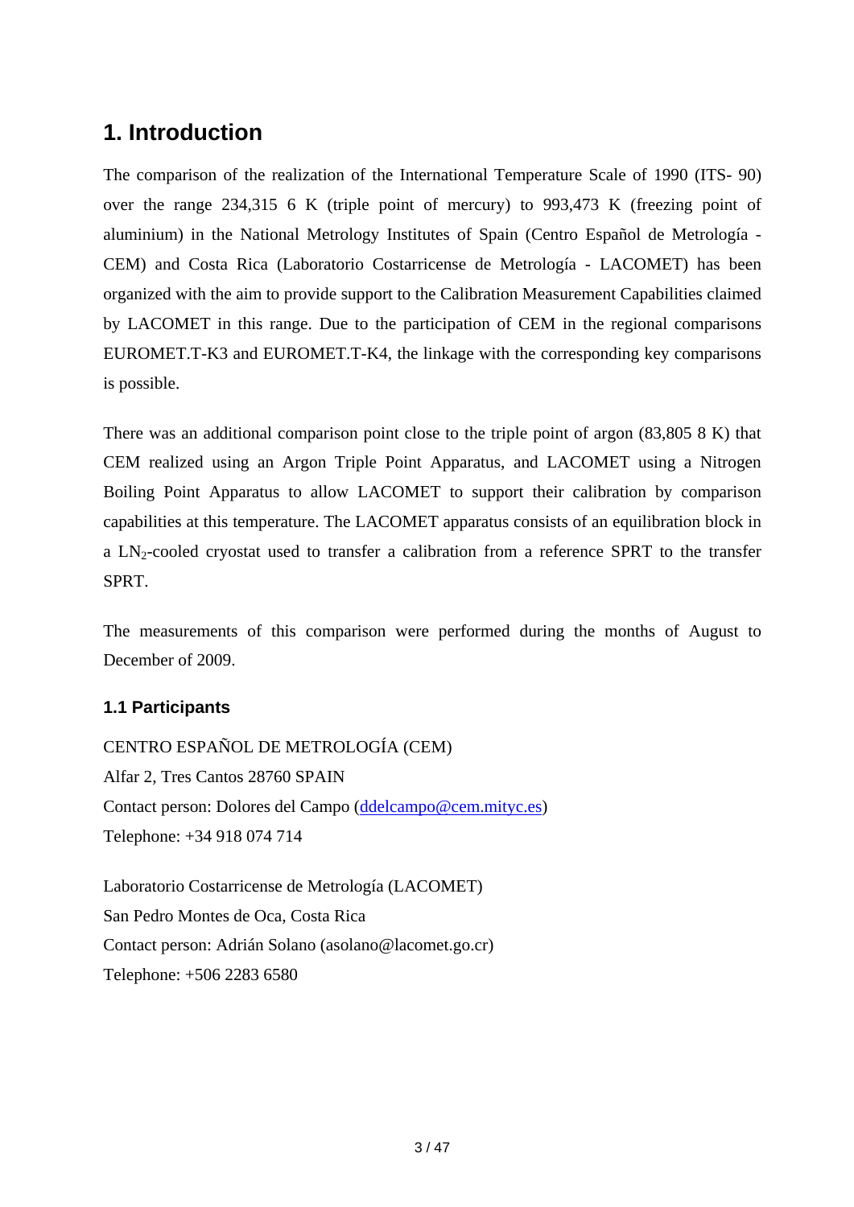# 1. Introduction

The comparison of the realization of the International Temperature Scale of 1990 (ITS- 90) over the range 234,315 6 K (triple point of mercury) to 993,473 K (freezing point of aluminium) in the National Metrology Institutes of Spain (Centro Español de Metrología - CEM) and Costa Rica (Laboratorio Costarricense de Metrología - LACOMET) has been organized with the aim to provide support to the Calibration Measurement Capabilities claimed by LACOMET in this range. Due to the participation of CEM in the regional comparisons EUROMET.T-K3 and EUROMET.T-K4, the linkage with the corresponding key comparisons is possible.

There was an additional comparison point close to the triple point of argon (83,805 8 K) that CEM realized using an Argon Triple Point Apparatus, and LACOMET using a Nitrogen Boiling Point Apparatus to allow LACOMET to support their calibration by comparison capabilities at this temperature. The LACOMET apparatus consists of an equilibration block in a $LN_2$-cooled cryostat used to transfer a calibration from a reference SPRT to the transfer SPRT.

The measurements of this comparison were performed during the months of August to December of 2009.

## 1.1 Participants

CENTRO ESPAÑOL DE METROLOGÍA (CEM)
Alfar 2, Tres Cantos 28760 SPAIN
Contact person: Dolores del Campo (ddelcampo@cem.mityc.es)
Telephone: +34 918 074 714

Laboratorio Costarricense de Metrología (LACOMET)
San Pedro Montes de Oca, Costa Rica
Contact person: Adrián Solano (asolano@lacomet.go.cr)
Telephone: +506 2283 6580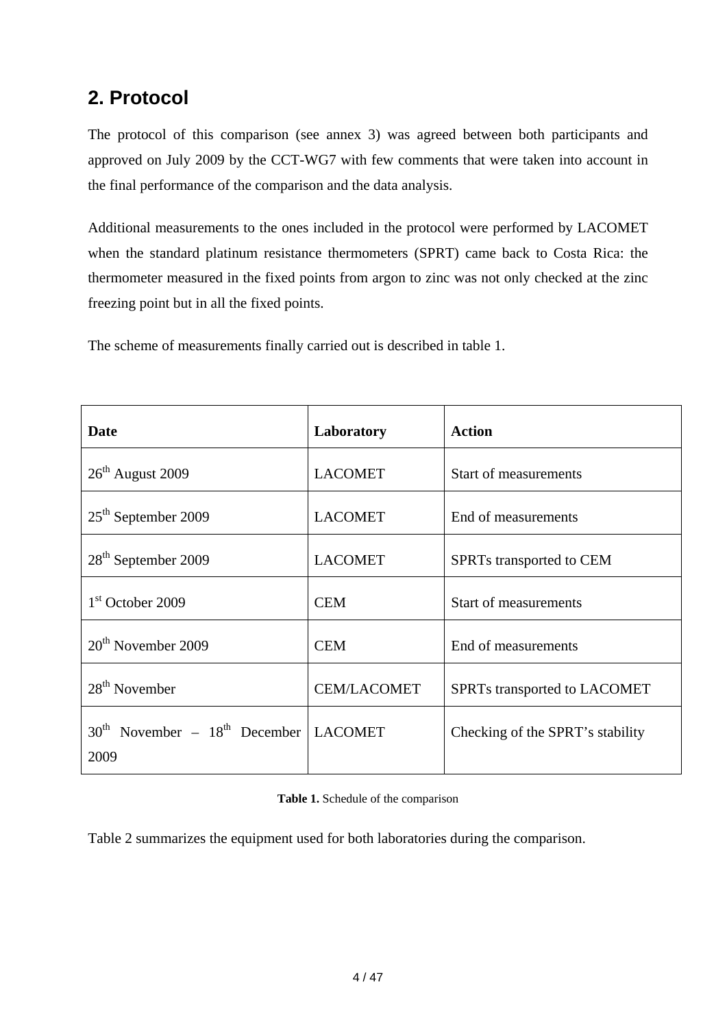## 2. Protocol

The protocol of this comparison (see annex 3) was agreed between both participants and approved on July 2009 by the CCT-WG7 with few comments that were taken into account in the final performance of the comparison and the data analysis.

Additional measurements to the ones included in the protocol were performed by LACOMET when the standard platinum resistance thermometers (SPRT) came back to Costa Rica: the thermometer measured in the fixed points from argon to zinc was not only checked at the zinc freezing point but in all the fixed points.

The scheme of measurements finally carried out is described in table 1.

| **Date** | **Laboratory** | **Action** |
|---|---|---|
| 26th August 2009 | LACOMET | Start of measurements |
| 25th September 2009 | LACOMET | End of measurements |
| 28th September 2009 | LACOMET | SPRTs transported to CEM |
| 1st October 2009 | CEM | Start of measurements |
| 20th November 2009 | CEM | End of measurements |
| 28th November | CEM/LACOMET | SPRTs transported to LACOMET |
| 30th November – 18th December 2009 | LACOMET | Checking of the SPRT's stability |

**Table 1.** Schedule of the comparison

Table 2 summarizes the equipment used for both laboratories during the comparison.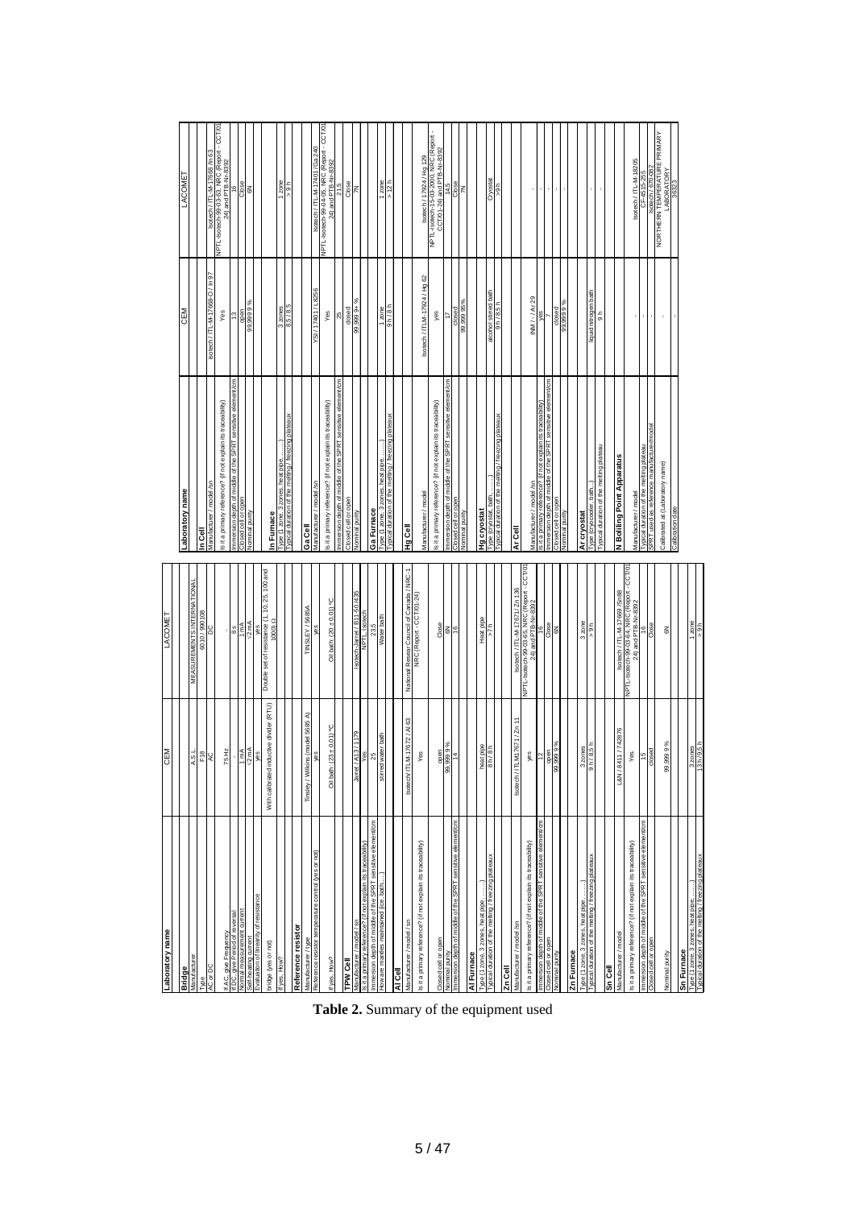| Laboratory name | CEM | LACOMET |
|---|---|---|
| **Bridge** | | |
| Manufacturer | A.S.L. | MEASUREMENTS INTERNATIONAL |
| Type | F18 | 6010 T-990108 |
| AC or DC | AC | DC |
| If A.C. give Frequency | 75 Hz | |
| If DC, give Period of reversal | | 8 s |
| Normal measurement current | 1 mA | 1 mA |
| Self-heating current | √2 mA | √2 mA |
| Evaluation of linearity of resistance bridge (yes or not) | yes | yes |
| If yes, How? | With calibrated inductive divider (RTU) | Double set of resistance (1, 10, 25, 100 and 1000) Ω |
| **Reference resistor** | | |
| Manufacturer / type | Tinsley / Wilkins (model 5685 A) | TINSLEY / 5685A |
| Reference resistor temperature control (yes or not) | yes | yes |
| If yes, How? | Oil bath, (23 ± 0,01) ºC | Oil bath, (20 ± 0,01) ºC |
| **TPW Cell** | | |
| Manufacturer / model / sn | Jarret / A13 / 1179 | Isotech-Jarret / B11-50/435 |
| Is it a primary reference? (if not explain its traceability) | Yes | NPTL-Isotech |
| Immersion depth of middle of the SPRT sensitive element/cm | 25 | 23,5 |
| How are mantles maintained (ice, bath,...) | stirred water bath | Water bath |
| **Al Cell** | | |
| Manufacturer / model / sn | Isotech ITL M-17672 / Al 63 | National Research Council of Canada / NRC-1 |
| Is it a primary reference? (if not explain its traceability) | Yes | NRC (Report - CCT/01-24) |
| Closed cell or open | open | Close |
| Nominal purity | 99,999 9 % | 6N |
| Immersion depth of middle of the SPRT sensitive element/cm | 14 | 16 |
| **Al Furnace** | | |
| Type (1 zone, 3 zones, heat pipe, …….) | heat pipe | Heat pipe |
| Typical duration of the melting / freezing plateaux | 8 h / 8 h | > 7 h |
| **Zn Cell** | | |
| Manufacturer / model / sn | Isotech / ITLM17671 / Zn 11 | Isotech / ITL-M-17671 / Zn 136 |
| Is it a primary reference? (if not explain its traceability) | yes | NPTL-Isotech-99-03-65, NRC (Report - CCT/01-24) and PTB-Ni-8392 |
| Immersion depth of middle of the SPRT sensitive element/cm | 12 | 16 |
| Closed cell or open | open | Close |
| Nominal purity | 99,999 9 % | 6N |
| **Zn Furnace** | | |
| Type (1 zone, 3 zones, heat pipe, …….) | 3 zones | 3 zone |
| Typical duration of the melting / freezing plateaux | 9 h / 8,5 h | > 9 h |
| **Sn Cell** | | |
| Manufacturer / model | L&N / 8411 / 742876 | Isotech / ITL-M-17669 / Sn88 |
| Is it a primary reference? (if not explain its traceability) | Yes | NPTL-Isotech-99-03-64, NRC (Report - CCT/01-24) and PTB-Ni-8392 |
| Immersion depth of middle of the SPRT sensitive element/cm | 15 | 16 |
| Closed cell or open | closed | Close |
| Nominal purity | 99,999 9 % | 6N |
| **Sn Furnace** | | |
| Type (1 zone, 3 zones, heat pipe, …….) | 3 zones | 1 zone |
| Typical duration of the melting / freezing plateaux | 13 h / 9,5 h | > 9 h |

| Laboratory name | CEM | LACOMET |
|---|---|---|
| **In Cell** | | |
| Manufacturer / model / sn | Isotech / ITL-M-17668-O / In 97 | Isotech / ITL-M-17668 / In 63 |
| Is it a primary reference? (if not explain its traceability) | Yes | NPTL-Isotech-99-03-63, NRC (Report - CCT/01-24) and PTB-Ni-8392 |
| Immersion depth of middle of the SPRT sensitive element/cm | 13 | 16 |
| Closed cell or open | open | Close |
| Nominal purity | 99,999 9 % | 6N |
| **In Furnace** | | |
| Type (1 zone, 3 zones, heat pipe, …….) | 3 zones | 1 zone |
| Typical duration of the melting / freezing plateaux | 8,5 / 8,5 | > 9 h |
| **Ga Cell** | | |
| Manufacturer / model / sn | YSI / 17401 / L8256 | Isotech / ITL-M-17401 / Ga 240 |
| Is it a primary reference? (if not explain its traceability) | Yes | NPTL-Isotech-99-04-05, NRC (Report - CCT/01-24) and PTB-Ni-8392 |
| Immersion depth of middle of the SPRT sensitive element/cm | 28 | 21,5 |
| Closed cell or open | closed | Close |
| Nominal purity | 99,999 9+ % | 7N |
| **Ga Furnace** | | |
| Type (1 zone, 3 zones, heat pipe, …….) | 1 zone | 1 zone |
| Typical duration of the melting / freezing plateaux | 9 h / 8 h | > 12 h |
| **Hg Cell** | | |
| Manufacturer / model | Isotech / ITLM-17924 / Hg 62 | Isotech / 17924 / Hg 129 |
| Is it a primary reference? (if not explain its traceability) | yes | NPTL-Isotech-15-03-2000, NRC (Report - CCT/01-24) and PTB-Ni-8392 |
| Immersion depth of middle of the SPRT sensitive element/cm | 17 | 14,5 |
| Closed cell or open | closed | Close |
| Nominal purity | 99,999 95% | 7N |
| **Hg cryostat** | | |
| Type (cryostat, bath, …….) | alcohol stirred bath | Cryostat |
| Typical duration of the melting / freezing plateaux | 9 h / 8,5 h | > 9 h |
| **Ar Cell** | | |
| Manufacturer / model / sn | INM / - / Ar 29 | - |
| Is it a primary reference? (if not explain its traceability) | yes | - |
| Immersion depth of middle of the SPRT sensitive element/cm | 7 | - |
| Closed cell or open | closed | - |
| Nominal purity | 99,999 9 % | - |
| **Ar cryostat** | | |
| Type (cryocooler, bath..) | liquid nitrogen bath | - |
| Typical duration of the melting plateau | 9 h | - |
| **N Boiling Point Apparatus** | | |
| Manufacturer / model | - | Isotech / ITL-M-18205 |
| Typical duration of the melting plateau | - | C=425-255 |
| SPRT used as reference manufacturer/model | - | Isotech / 670-082 |
| Calibrated at (Laboratory name) | - | NORTHERN TEMPERATURE PRIMARY LABORATORY |
| Calibration date | - | 36327 |

**Table 2.** Summary of the equipment used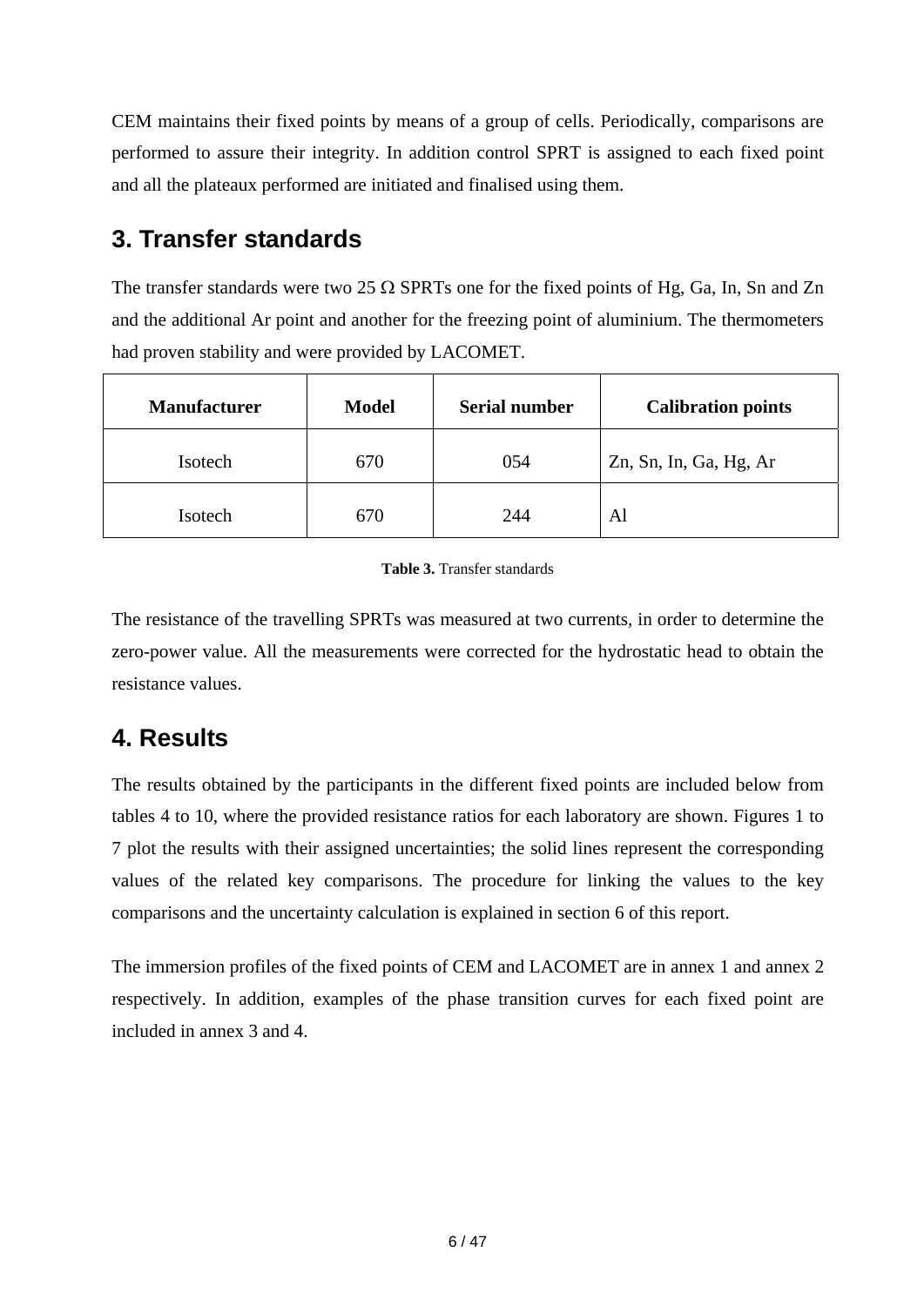CEM maintains their fixed points by means of a group of cells. Periodically, comparisons are performed to assure their integrity. In addition control SPRT is assigned to each fixed point and all the plateaux performed are initiated and finalised using them.

## 3. Transfer standards

The transfer standards were two 25 Ω SPRTs one for the fixed points of Hg, Ga, In, Sn and Zn and the additional Ar point and another for the freezing point of aluminium. The thermometers had proven stability and were provided by LACOMET.

| Manufacturer | Model | Serial number | Calibration points |
|---|---|---|---|
| Isotech | 670 | 054 | Zn, Sn, In, Ga, Hg, Ar |
| Isotech | 670 | 244 | Al |

**Table 3.** Transfer standards

The resistance of the travelling SPRTs was measured at two currents, in order to determine the zero-power value. All the measurements were corrected for the hydrostatic head to obtain the resistance values.

## 4. Results

The results obtained by the participants in the different fixed points are included below from tables 4 to 10, where the provided resistance ratios for each laboratory are shown. Figures 1 to 7 plot the results with their assigned uncertainties; the solid lines represent the corresponding values of the related key comparisons. The procedure for linking the values to the key comparisons and the uncertainty calculation is explained in section 6 of this report.

The immersion profiles of the fixed points of CEM and LACOMET are in annex 1 and annex 2 respectively. In addition, examples of the phase transition curves for each fixed point are included in annex 3 and 4.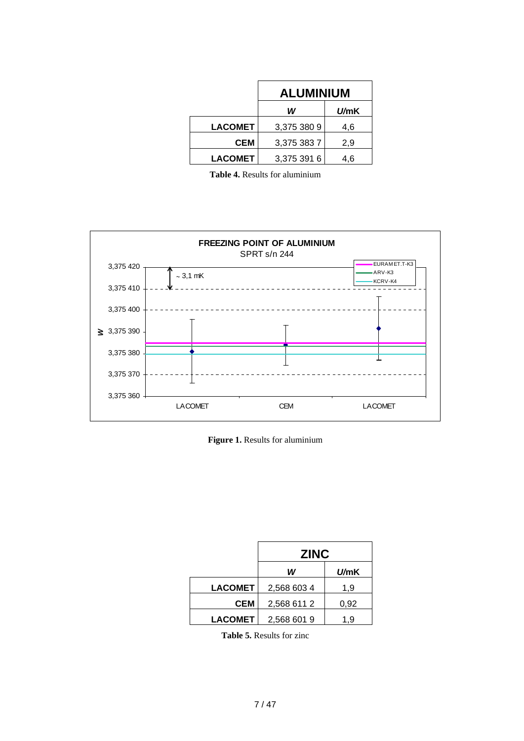| | ALUMINIUM | |
|---|---|---|
| | *W* | *U*/mK |
| **LACOMET** | 3,375 380 9 | 4,6 |
| **CEM** | 3,375 383 7 | 2,9 |
| **LACOMET** | 3,375 391 6 | 4,6 |

**Table 4.** Results for aluminium

**Figure 1.** Results for aluminium

| | ZINC | |
|---|---|---|
| | *W* | *U*/mK |
| **LACOMET** | 2,568 603 4 | 1,9 |
| **CEM** | 2,568 611 2 | 0,92 |
| **LACOMET** | 2,568 601 9 | 1,9 |

**Table 5.** Results for zinc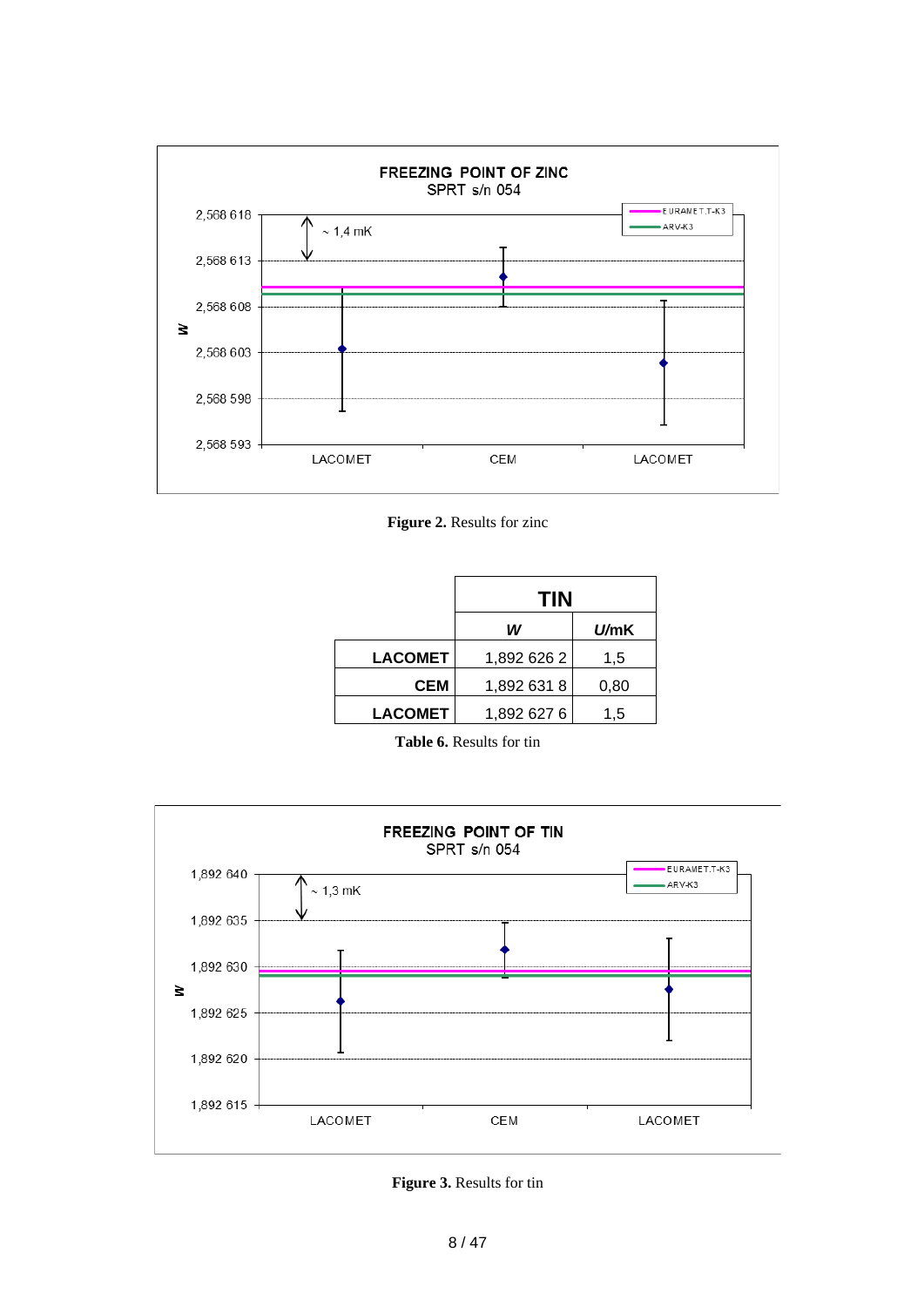**Figure 2.** Results for zinc

| | TIN | |
|---|---|---|
| | *W* | *U*/mK |
| **LACOMET** | 1,892 626 2 | 1,5 |
| **CEM** | 1,892 631 8 | 0,80 |
| **LACOMET** | 1,892 627 6 | 1,5 |

**Table 6.** Results for tin

**Figure 3.** Results for tin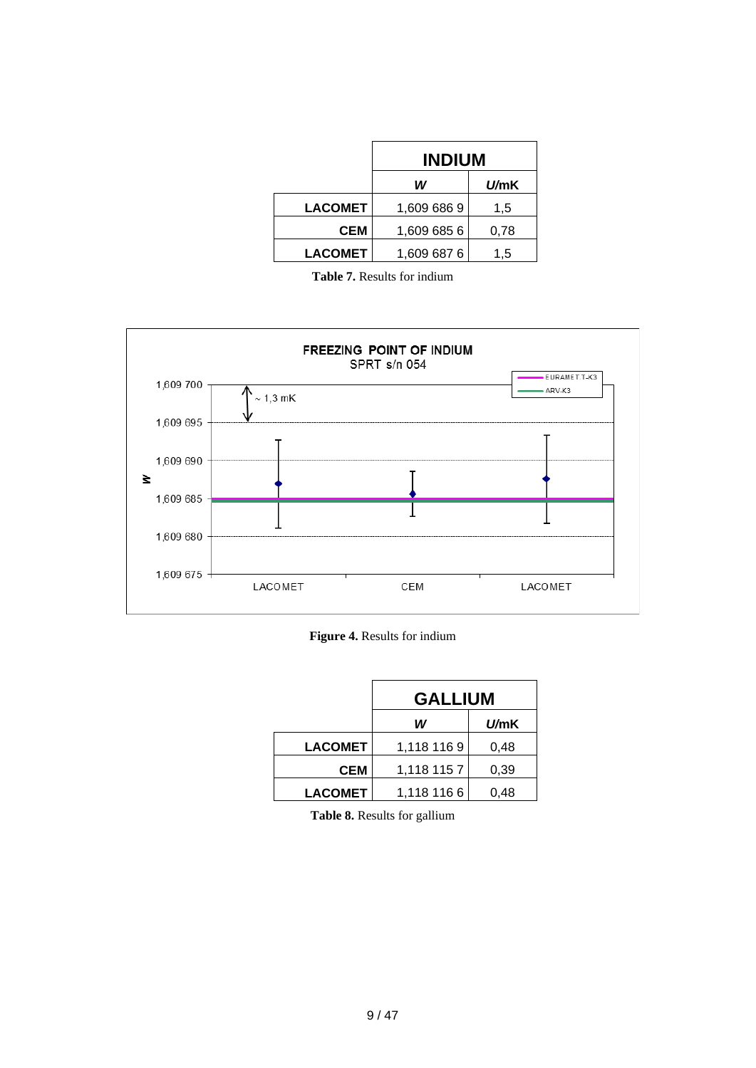| | INDIUM | |
|---|---|---|
| | *W* | *U*/mK |
| **LACOMET** | 1,609 686 9 | 1,5 |
| **CEM** | 1,609 685 6 | 0,78 |
| **LACOMET** | 1,609 687 6 | 1,5 |

**Table 7.** Results for indium

**Figure 4.** Results for indium

| | GALLIUM | |
|---|---|---|
| | *W* | *U*/mK |
| **LACOMET** | 1,118 116 9 | 0,48 |
| **CEM** | 1,118 115 7 | 0,39 |
| **LACOMET** | 1,118 116 6 | 0,48 |

**Table 8.** Results for gallium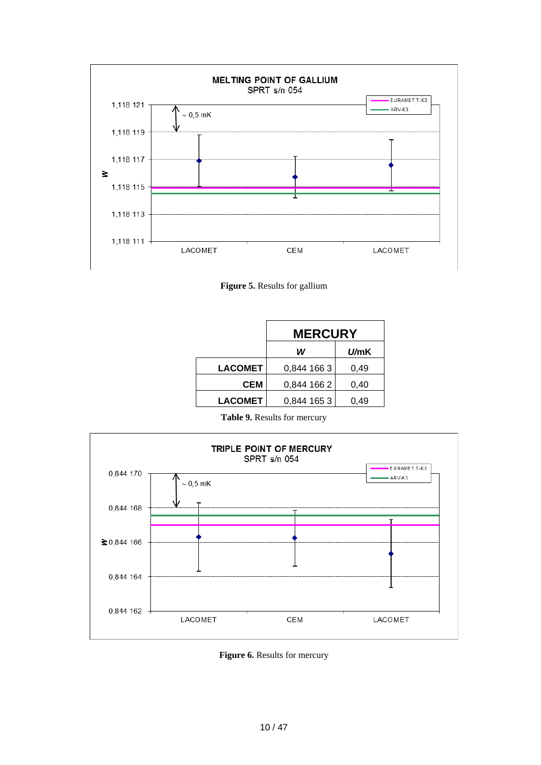**Figure 5.** Results for gallium

| | MERCURY | |
|---|---|---|
| | ***W*** | ***U*/mK** |
| **LACOMET** | 0,844 166 3 | 0,49 |
| **CEM** | 0,844 166 2 | 0,40 |
| **LACOMET** | 0,844 165 3 | 0,49 |

**Table 9.** Results for mercury

**Figure 6.** Results for mercury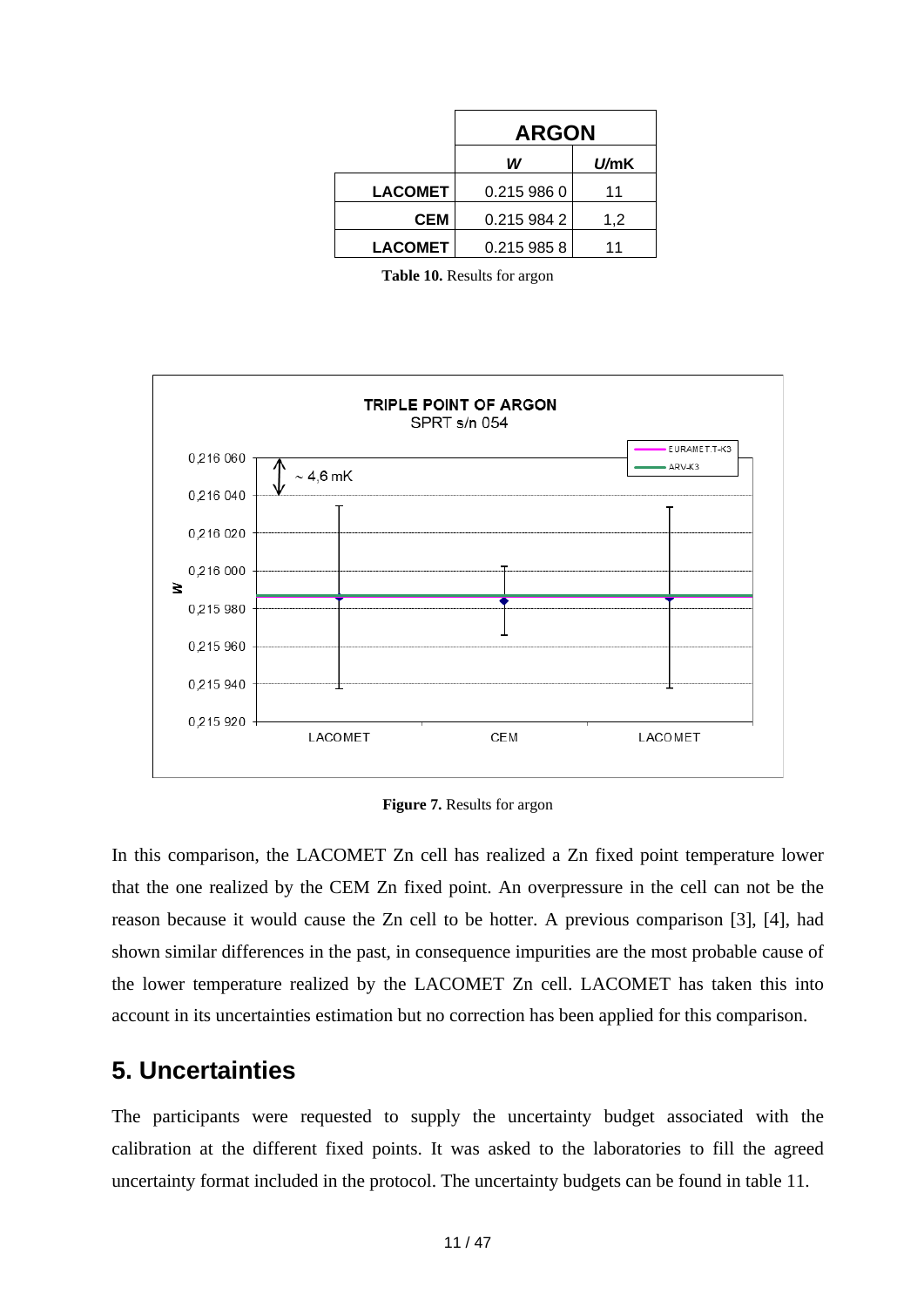| | ARGON | |
|---|---|---|
| | *W* | *U*/mK |
| **LACOMET** | 0.215 986 0 | 11 |
| **CEM** | 0.215 984 2 | 1,2 |
| **LACOMET** | 0.215 985 8 | 11 |

**Table 10.** Results for argon

**Figure 7.** Results for argon

In this comparison, the LACOMET Zn cell has realized a Zn fixed point temperature lower that the one realized by the CEM Zn fixed point. An overpressure in the cell can not be the reason because it would cause the Zn cell to be hotter. A previous comparison [3], [4], had shown similar differences in the past, in consequence impurities are the most probable cause of the lower temperature realized by the LACOMET Zn cell. LACOMET has taken this into account in its uncertainties estimation but no correction has been applied for this comparison.

## 5. Uncertainties

The participants were requested to supply the uncertainty budget associated with the calibration at the different fixed points. It was asked to the laboratories to fill the agreed uncertainty format included in the protocol. The uncertainty budgets can be found in table 11.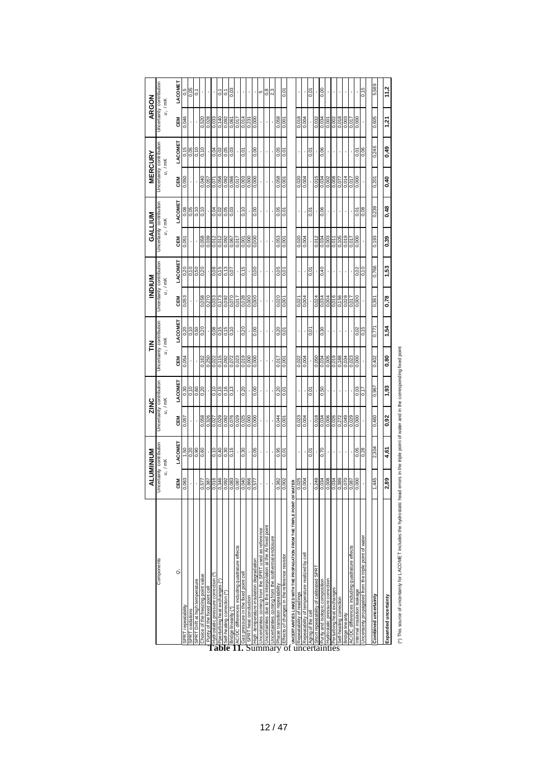**Table 11.** Summary of uncertainties

| Components | ALUMINIUM | | ZINC | | TIN | | INDIUM | | GALLIUM | | MERCURY | | ARGON | |
|---|---|---|---|---|---|---|---|---|---|---|---|---|---|---|
| | Uncertainty contribution $u_i$ / mK | | Uncertainty contribution $u_i$ / mK | | Uncertainty contribution $u_i$ / mK | | Uncertainty contribution $u_i$ / mK | | Uncertainty contribution $u_i$ / mK | | Uncertainty contribution $u_i$ / mK | | Uncertainty contribution $u_i$ / mK | |
| $Q_i$ | CEM | LACOMET | CEM | LACOMET | CEM | LACOMET | CEM | LACOMET | CEM | LACOMET | CEM | LACOMET | CEM | LACOMET |
| SPRT repeatability | 0.063 | 1.50 | 0.057 | 0.30 | 0.054 | 0.20 | 0.053 | 0.20 | 0.051 | 0.08 | 0.050 | 0.15 | 0.046 | 0.5 |
| SPRT oxidations | - | 0.20 | - | 0.10 | - | 0.10 | - | 0.10 | - | 0.05 | - | 0.05 | - | 0.05 |
| SPRT Drift at high temperature | - | 0.90 | - | 0.60 | - | 0.50 | - | 0.50 | - | 0.10 | - | 0.10 | - | 0.1 |
| Choice of the freezing point value | 0.577 | 0.60 | 0.058 | 0.20 | 0.162 | 0.20 | 0.058 | 0.20 | 0.058 | 0.10 | 0.040 | 0.10 | 0.520 | - |
| Purity of the fixed point cell | 0.387 | - | 0.326 | - | 0.250 | - | 0.270 | - | 0.039 | - | 0.057 | - | 0.028 | - |
| Hydrostatic pressure correction (*) | 0.016 | 0.10 | 0.027 | 0.10 | 0.022 | 0.08 | 0.023 | 0.08 | 0.012 | 0.04 | 0.071 | 0.04 | 0.033 | - |
| Perturbing heat exchanges (*) | 0.346 | 0.40 | 0.029 | 0.15 | 0.115 | 0.15 | 0.173 | 0.15 | 0.012 | 0.02 | 0.058 | 0.02 | 0.140 | 0.1 |
| Self-heating correction (*) | 0.092 | 0.30 | 0.092 | 0.16 | 0.092 | 0.15 | 0.092 | 0.13 | 0.092 | 0.05 | 0.092 | 0.05 | 0.092 | 0.1 |
| Bridge linearity (*) | 0.083 | 0.15 | 0.076 | 0.13 | 0.072 | 0.10 | 0.070 | 0.07 | 0.067 | 0.03 | 0.066 | 0.03 | 0.061 | 0.03 |
| AC/DC differences including quadrature effects | 0.087 | - | 0.029 | - | 0.023 | - | 0.017 | - | 0.017 | - | 0.017 | - | 0.017 | - |
| Gas pressure in the fixed point cell | 0.040 | 0.30 | 0.025 | 0.20 | 0.019 | 0.20 | 0.028 | 0.15 | 0.001 | 0.10 | 0.003 | 0.01 | 0.014 | - |
| SPRT heat conduction | 0.866 | - | 0.000 | - | 0.000 | - | 0.000 | - | 0.000 | - | 0.000 | - | 0.231 | - |
| High-temperature insulation degradation | 0.577 | 0.05 | 0.000 | 0.00 | 0.000 | 0.00 | 0.000 | 0.00 | 0.000 | 0.00 | 0.000 | 0.00 | 0.000 | - |
| Uncertainties coming from the SPRT used as reference | - | - | - | - | - | - | - | - | - | - | - | - | - | 5 |
| Uncertainties due to the interpolation at the Ar fixed point | - | - | - | - | - | - | - | - | - | - | - | - | - | 0.8 |
| Uncertainties coming from the isothermal enclosure | - | - | - | - | - | - | - | - | - | - | - | - | - | 2.3 |
| Phase transition repeatability | 0.382 | 0.95 | 0.044 | 0.20 | 0.017 | 0.20 | 0.020 | 0.05 | 0.053 | 0.05 | 0.058 | 0.05 | 0.058 | - |
| Effects of changes in the reference resistor | 0.002 | 0.01 | 0.001 | 0.01 | 0.001 | 0.01 | 0.001 | 0.01 | 0.001 | 0.01 | 0.001 | 0.01 | 0.001 | 0.01 |
| **UNCERTAINTIES LINKED WITH THE PROPAGATION FROM THE TRIPLE POINT OF WATER** | | | | | | | | | | | | | | |
| Repeatability of readings | 0.025 | - | 0.023 | - | 0.022 | - | 0.021 | - | 0.020 | - | 0.020 | - | 0.018 | - |
| Repeatability of temperature realized by cell | 0.004 | - | 0.004 | - | 0.004 | - | 0.004 | - | 0.004 | - | 0.004 | - | 0.004 | - |
| Aging of the cell | - | 0.01 | - | 0.01 | - | 0.01 | - | 0.01 | - | 0.01 | - | 0.01 | - | 0.01 |
| Short repeatability of calibrated SPRT | 0.249 | - | 0.018 | - | 0.050 | - | 0.024 | - | 0.012 | - | 0.015 | - | 0.032 | - |
| Purity and isotopic composition | 0.034 | 0.70 | 0.034 | 0.50 | 0.034 | 0.30 | 0.034 | 0.40 | 0.034 | 0.06 | 0.034 | 0.06 | 0.034 | 0.00 |
| Hydrostatic pressure correction | 0.006 | - | 0.006 | - | 0.005 | - | 0.004 | - | 0.003 | - | 0.002 | - | 0.001 | - |
| Perturbing heat exchanges | 0.034 | - | 0.026 | - | 0.019 | - | 0.016 | - | 0.011 | - | 0.008 | - | 0.002 | - |
| Self-heating correction | 0.389 | - | 0.272 | - | 0.188 | - | 0.156 | - | 0.105 | - | 0.077 | - | 0.018 | - |
| Bridge linearity | 0.070 | - | 0.049 | - | 0.034 | - | 0.028 | - | 0.019 | - | 0.014 | - | 0.003 | - |
| AC/DC differences including quadrature effects | 0.087 | - | 0.029 | - | 0.023 | - | 0.017 | - | 0.017 | - | 0.017 | - | 0.017 | - |
| Internal insulation leakage | 0.000 | 0.05 | 0.000 | 0.03 | 0.000 | 0.02 | 0.000 | 0.02 | 0.000 | 0.01 | 0.000 | 0.01 | 0.000 | - |
| Uncertainty propagated from the triple point of water | - | 0.28 | - | 0.17 | - | 0.15 | - | 0.10 | - | 0.08 | - | 0.06 | - | 0.15 |
| **Combined uncertainty** | 1.445 | 2.304 | 0.460 | 0.967 | 0.402 | 0.771 | 0.391 | 0.766 | 0.193 | 0.239 | 0.201 | 0.246 | 0.605 | 5.589 |
| **Expanded uncertainty** | **2,89** | **4,61** | **0,92** | **1,93** | **0,80** | **1,54** | **0,78** | **1,53** | **0,39** | **0,48** | **0,40** | **0,49** | **1,21** | **11,2** |

(*) This source of uncertainty for LACOMET includes the hydrostatic head errors in the triple point of water and in the corresponding fixed point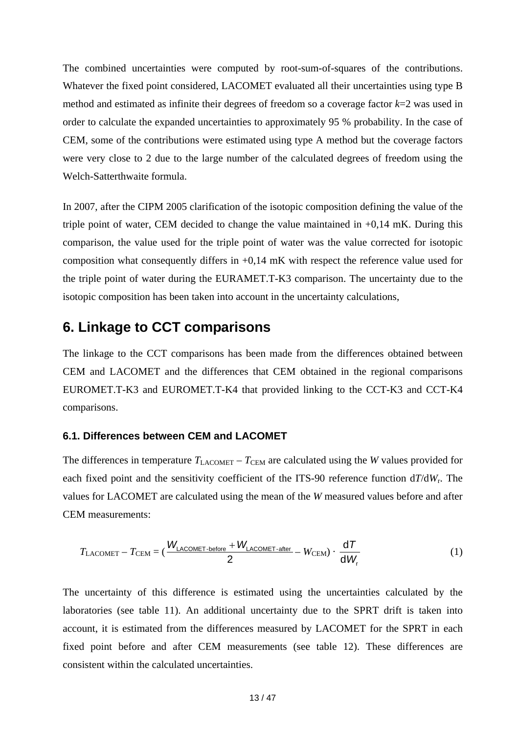The combined uncertainties were computed by root-sum-of-squares of the contributions. Whatever the fixed point considered, LACOMET evaluated all their uncertainties using type B method and estimated as infinite their degrees of freedom so a coverage factor $k$=2 was used in order to calculate the expanded uncertainties to approximately 95 % probability. In the case of CEM, some of the contributions were estimated using type A method but the coverage factors were very close to 2 due to the large number of the calculated degrees of freedom using the Welch-Satterthwaite formula.

In 2007, after the CIPM 2005 clarification of the isotopic composition defining the value of the triple point of water, CEM decided to change the value maintained in +0,14 mK. During this comparison, the value used for the triple point of water was the value corrected for isotopic composition what consequently differs in +0,14 mK with respect the reference value used for the triple point of water during the EURAMET.T-K3 comparison. The uncertainty due to the isotopic composition has been taken into account in the uncertainty calculations,

## 6. Linkage to CCT comparisons

The linkage to the CCT comparisons has been made from the differences obtained between CEM and LACOMET and the differences that CEM obtained in the regional comparisons EUROMET.T-K3 and EUROMET.T-K4 that provided linking to the CCT-K3 and CCT-K4 comparisons.

### 6.1. Differences between CEM and LACOMET

The differences in temperature $T_{\mathrm{LACOMET}} - T_{\mathrm{CEM}}$ are calculated using the $W$ values provided for each fixed point and the sensitivity coefficient of the ITS-90 reference function $\mathrm{d}T/\mathrm{d}W_{\mathrm{r}}$. The values for LACOMET are calculated using the mean of the $W$ measured values before and after CEM measurements:

$$T_{\mathrm{LACOMET}} - T_{\mathrm{CEM}} = \left(\frac{W_{\mathrm{LACOMET\text{-}before}} + W_{\mathrm{LACOMET\text{-}after}}}{2} - W_{\mathrm{CEM}}\right) \cdot \frac{\mathrm{d}T}{\mathrm{d}W_{\mathrm{r}}} \tag{1}$$

The uncertainty of this difference is estimated using the uncertainties calculated by the laboratories (see table 11). An additional uncertainty due to the SPRT drift is taken into account, it is estimated from the differences measured by LACOMET for the SPRT in each fixed point before and after CEM measurements (see table 12). These differences are consistent within the calculated uncertainties.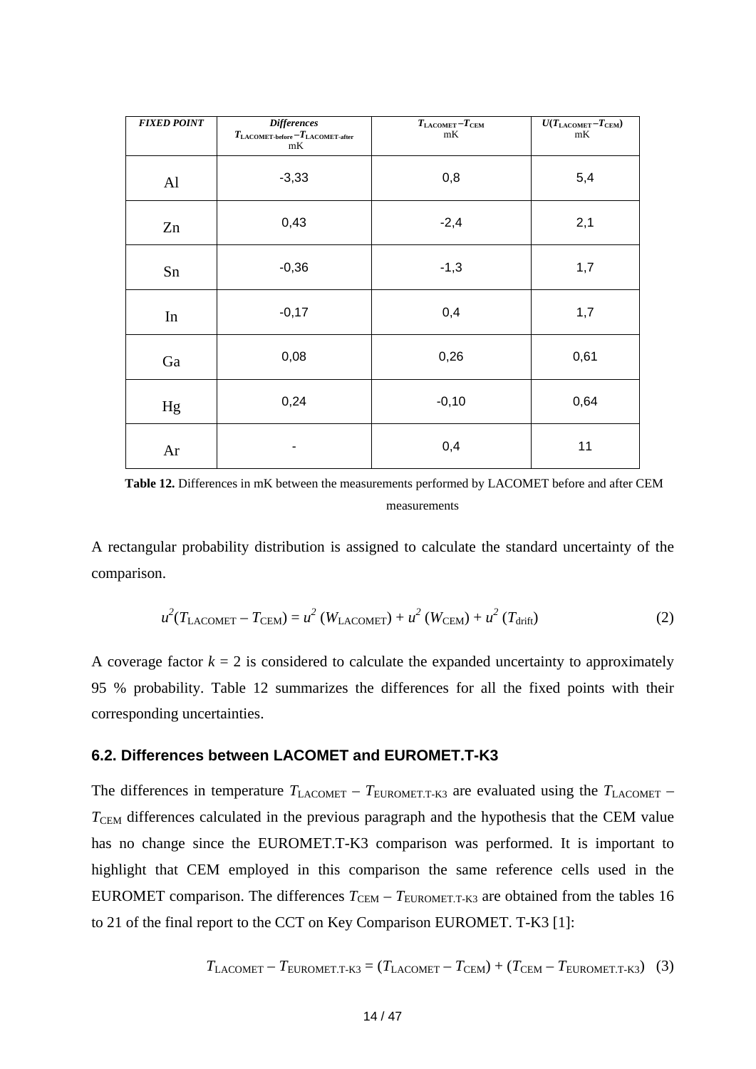| *FIXED POINT* | *Differences* $T_{\text{LACOMET-before}} - T_{\text{LACOMET-after}}$ mK | $T_{\text{LACOMET}} - T_{\text{CEM}}$ mK | $U(T_{\text{LACOMET}} - T_{\text{CEM}})$ mK |
|---|---|---|---|
| Al | -3,33 | 0,8 | 5,4 |
| Zn | 0,43 | -2,4 | 2,1 |
| Sn | -0,36 | -1,3 | 1,7 |
| In | -0,17 | 0,4 | 1,7 |
| Ga | 0,08 | 0,26 | 0,61 |
| Hg | 0,24 | -0,10 | 0,64 |
| Ar | - | 0,4 | 11 |

**Table 12.** Differences in mK between the measurements performed by LACOMET before and after CEM measurements

A rectangular probability distribution is assigned to calculate the standard uncertainty of the comparison.

$$u^2(T_{\text{LACOMET}} - T_{\text{CEM}}) = u^2(W_{\text{LACOMET}}) + u^2(W_{\text{CEM}}) + u^2(T_{\text{drift}}) \tag{2}$$

A coverage factor $k = 2$ is considered to calculate the expanded uncertainty to approximately 95 % probability. Table 12 summarizes the differences for all the fixed points with their corresponding uncertainties.

### 6.2. Differences between LACOMET and EUROMET.T-K3

The differences in temperature $T_{\text{LACOMET}} - T_{\text{EUROMET.T-K3}}$ are evaluated using the $T_{\text{LACOMET}} - T_{\text{CEM}}$ differences calculated in the previous paragraph and the hypothesis that the CEM value has no change since the EUROMET.T-K3 comparison was performed. It is important to highlight that CEM employed in this comparison the same reference cells used in the EUROMET comparison. The differences $T_{\text{CEM}} - T_{\text{EUROMET.T-K3}}$ are obtained from the tables 16 to 21 of the final report to the CCT on Key Comparison EUROMET. T-K3 [1]:

$$T_{\text{LACOMET}} - T_{\text{EUROMET.T-K3}} = (T_{\text{LACOMET}} - T_{\text{CEM}}) + (T_{\text{CEM}} - T_{\text{EUROMET.T-K3}}) \tag{3}$$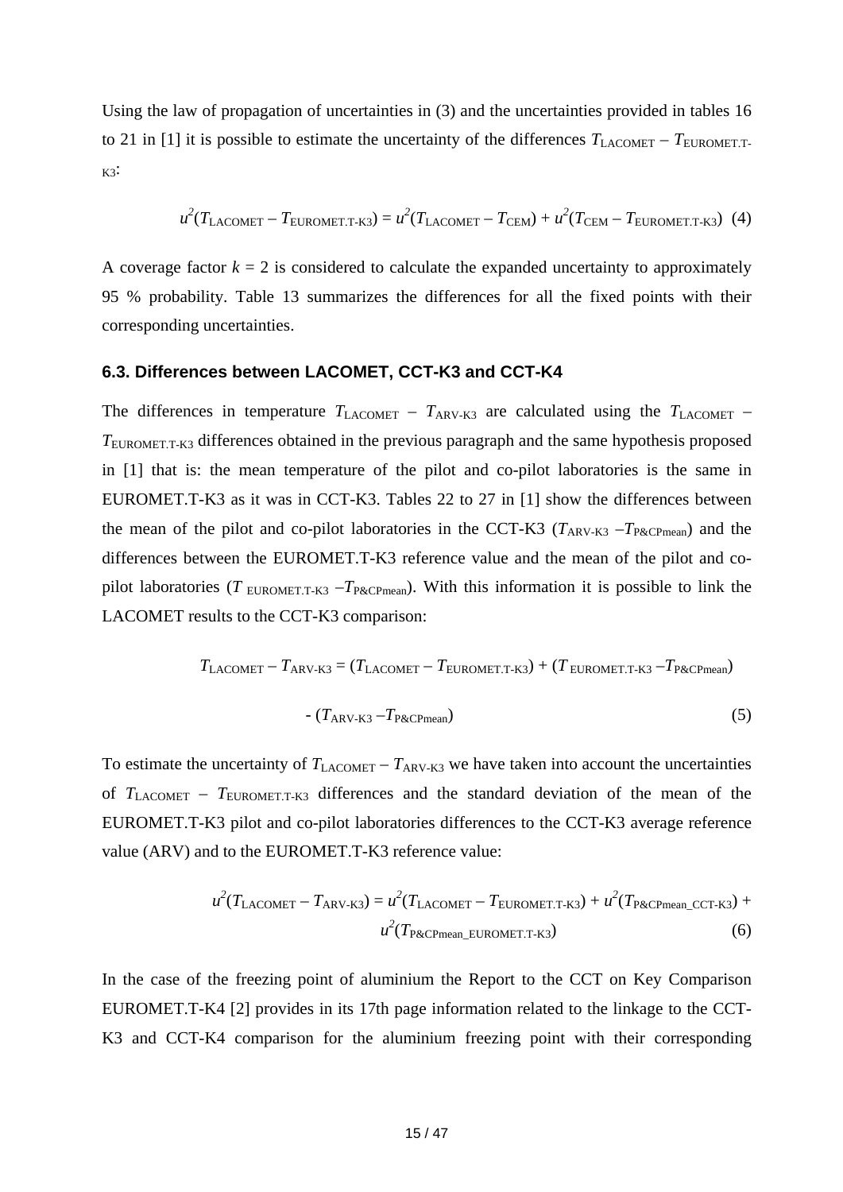Using the law of propagation of uncertainties in (3) and the uncertainties provided in tables 16 to 21 in [1] it is possible to estimate the uncertainty of the differences $T_{\mathrm{LACOMET}} - T_{\mathrm{EUROMET.T\text{-}K3}}$:

$$u^2(T_{\mathrm{LACOMET}} - T_{\mathrm{EUROMET.T\text{-}K3}}) = u^2(T_{\mathrm{LACOMET}} - T_{\mathrm{CEM}}) + u^2(T_{\mathrm{CEM}} - T_{\mathrm{EUROMET.T\text{-}K3}}) \quad (4)$$

A coverage factor $k = 2$ is considered to calculate the expanded uncertainty to approximately 95 % probability. Table 13 summarizes the differences for all the fixed points with their corresponding uncertainties.

### 6.3. Differences between LACOMET, CCT-K3 and CCT-K4

The differences in temperature $T_{\mathrm{LACOMET}} - T_{\mathrm{ARV\text{-}K3}}$ are calculated using the $T_{\mathrm{LACOMET}} - T_{\mathrm{EUROMET.T\text{-}K3}}$ differences obtained in the previous paragraph and the same hypothesis proposed in [1] that is: the mean temperature of the pilot and co-pilot laboratories is the same in EUROMET.T-K3 as it was in CCT-K3. Tables 22 to 27 in [1] show the differences between the mean of the pilot and co-pilot laboratories in the CCT-K3 ($T_{\mathrm{ARV\text{-}K3}} - T_{\mathrm{P\&CPmean}}$) and the differences between the EUROMET.T-K3 reference value and the mean of the pilot and co-pilot laboratories ($T_{\mathrm{EUROMET.T\text{-}K3}} - T_{\mathrm{P\&CPmean}}$). With this information it is possible to link the LACOMET results to the CCT-K3 comparison:

$$T_{\mathrm{LACOMET}} - T_{\mathrm{ARV\text{-}K3}} = (T_{\mathrm{LACOMET}} - T_{\mathrm{EUROMET.T\text{-}K3}}) + (T_{\mathrm{EUROMET.T\text{-}K3}} - T_{\mathrm{P\&CPmean}}) - (T_{\mathrm{ARV\text{-}K3}} - T_{\mathrm{P\&CPmean}}) \quad (5)$$

To estimate the uncertainty of $T_{\mathrm{LACOMET}} - T_{\mathrm{ARV\text{-}K3}}$ we have taken into account the uncertainties of $T_{\mathrm{LACOMET}} - T_{\mathrm{EUROMET.T\text{-}K3}}$ differences and the standard deviation of the mean of the EUROMET.T-K3 pilot and co-pilot laboratories differences to the CCT-K3 average reference value (ARV) and to the EUROMET.T-K3 reference value:

$$u^2(T_{\mathrm{LACOMET}} - T_{\mathrm{ARV\text{-}K3}}) = u^2(T_{\mathrm{LACOMET}} - T_{\mathrm{EUROMET.T\text{-}K3}}) + u^2(T_{\mathrm{P\&CPmean\_CCT\text{-}K3}}) + u^2(T_{\mathrm{P\&CPmean\_EUROMET.T\text{-}K3}}) \quad (6)$$

In the case of the freezing point of aluminium the Report to the CCT on Key Comparison EUROMET.T-K4 [2] provides in its 17th page information related to the linkage to the CCT-K3 and CCT-K4 comparison for the aluminium freezing point with their corresponding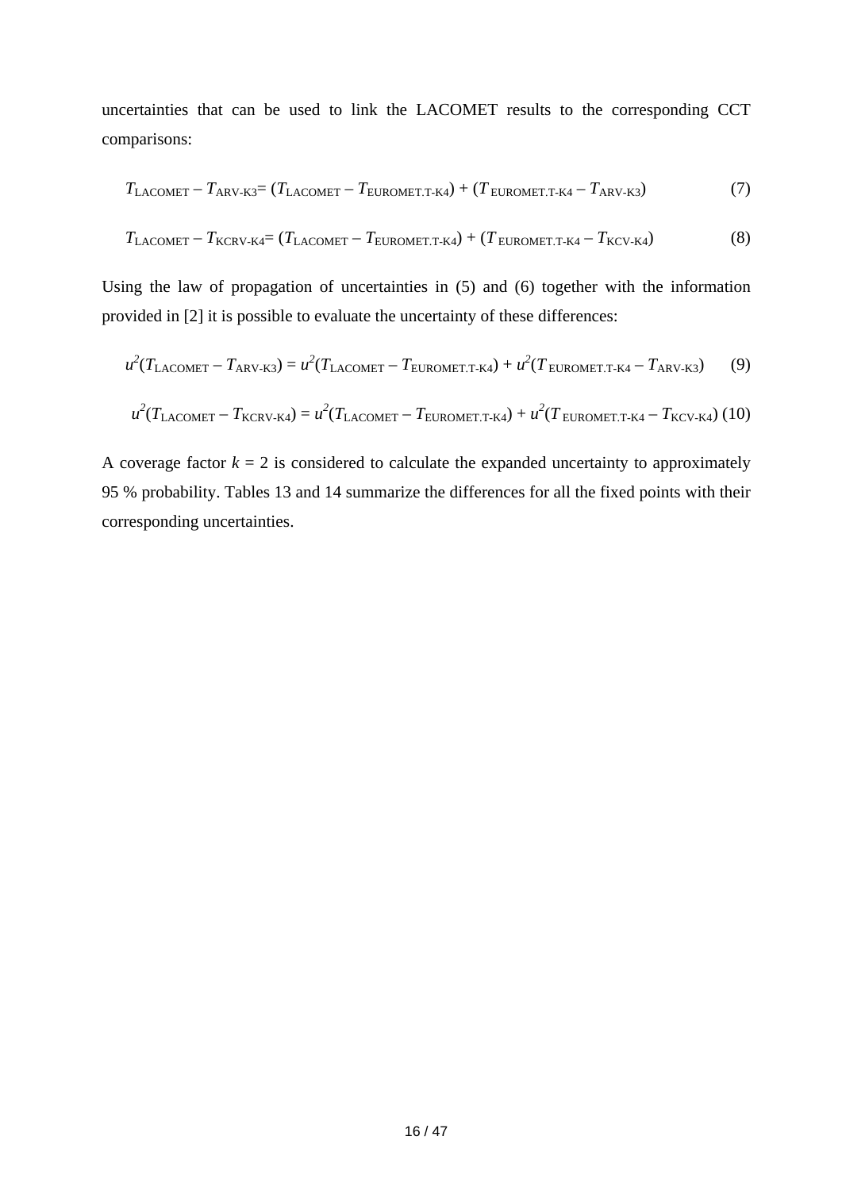uncertainties that can be used to link the LACOMET results to the corresponding CCT comparisons:

$$T_{\mathrm{LACOMET}} - T_{\mathrm{ARV\text{-}K3}} = (T_{\mathrm{LACOMET}} - T_{\mathrm{EUROMET.T\text{-}K4}}) + (T_{\mathrm{EUROMET.T\text{-}K4}} - T_{\mathrm{ARV\text{-}K3}}) \quad (7)$$

$$T_{\mathrm{LACOMET}} - T_{\mathrm{KCRV\text{-}K4}} = (T_{\mathrm{LACOMET}} - T_{\mathrm{EUROMET.T\text{-}K4}}) + (T_{\mathrm{EUROMET.T\text{-}K4}} - T_{\mathrm{KCV\text{-}K4}}) \quad (8)$$

Using the law of propagation of uncertainties in (5) and (6) together with the information provided in [2] it is possible to evaluate the uncertainty of these differences:

$$u^2(T_{\mathrm{LACOMET}} - T_{\mathrm{ARV\text{-}K3}}) = u^2(T_{\mathrm{LACOMET}} - T_{\mathrm{EUROMET.T\text{-}K4}}) + u^2(T_{\mathrm{EUROMET.T\text{-}K4}} - T_{\mathrm{ARV\text{-}K3}}) \quad (9)$$

$$u^2(T_{\mathrm{LACOMET}} - T_{\mathrm{KCRV\text{-}K4}}) = u^2(T_{\mathrm{LACOMET}} - T_{\mathrm{EUROMET.T\text{-}K4}}) + u^2(T_{\mathrm{EUROMET.T\text{-}K4}} - T_{\mathrm{KCV\text{-}K4}}) \quad (10)$$

A coverage factor $k = 2$ is considered to calculate the expanded uncertainty to approximately 95 % probability. Tables 13 and 14 summarize the differences for all the fixed points with their corresponding uncertainties.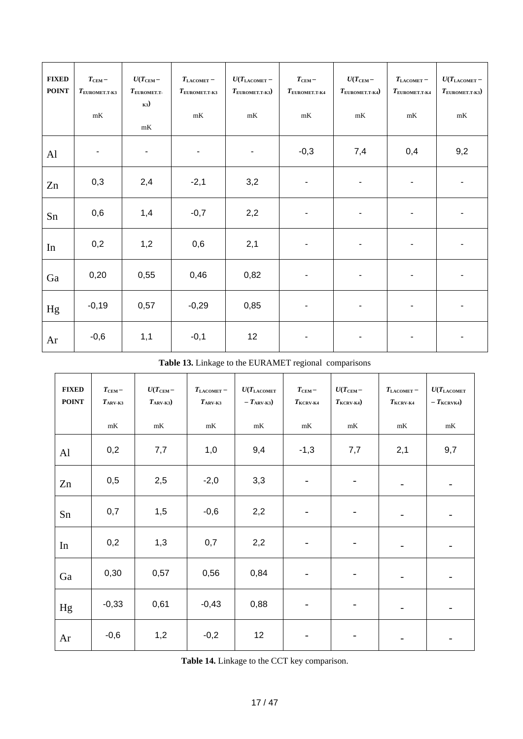| FIXED POINT | $T_{CEM} – T_{EUROMET.T-K3}$ mK | $U(T_{CEM} – T_{EUROMET.T-K3})$ mK | $T_{LACOMET} – T_{EUROMET.T-K3}$ mK | $U(T_{LACOMET} – T_{EUROMET.T-K3})$ mK | $T_{CEM} – T_{EUROMET.T-K4}$ mK | $U(T_{CEM} – T_{EUROMET.T-K4})$ mK | $T_{LACOMET} – T_{EUROMET.T-K4}$ mK | $U(T_{LACOMET} – T_{EUROMET.T-K3})$ mK |
|---|---|---|---|---|---|---|---|---|
| Al | - | - | - | - | -0,3 | 7,4 | 0,4 | 9,2 |
| Zn | 0,3 | 2,4 | -2,1 | 3,2 | - | - | - | - |
| Sn | 0,6 | 1,4 | -0,7 | 2,2 | - | - | - | - |
| In | 0,2 | 1,2 | 0,6 | 2,1 | - | - | - | - |
| Ga | 0,20 | 0,55 | 0,46 | 0,82 | - | - | - | - |
| Hg | -0,19 | 0,57 | -0,29 | 0,85 | - | - | - | - |
| Ar | -0,6 | 1,1 | -0,1 | 12 | - | - | - | - |

**Table 13.** Linkage to the EURAMET regional comparisons

| FIXED POINT | $T_{CEM} – T_{ARV-K3}$ mK | $U(T_{CEM} – T_{ARV-K3})$ mK | $T_{LACOMET} – T_{ARV-K3}$ mK | $U(T_{LACOMET} – T_{ARV-K3})$ mK | $T_{CEM} – T_{KCRV-K4}$ mK | $U(T_{CEM} – T_{KCRV-K4})$ mK | $T_{LACOMET} – T_{KCRV-K4}$ mK | $U(T_{LACOMET} – T_{KCRVK4})$ mK |
|---|---|---|---|---|---|---|---|---|
| Al | 0,2 | 7,7 | 1,0 | 9,4 | -1,3 | 7,7 | 2,1 | 9,7 |
| Zn | 0,5 | 2,5 | -2,0 | 3,3 | - | - | - | - |
| Sn | 0,7 | 1,5 | -0,6 | 2,2 | - | - | - | - |
| In | 0,2 | 1,3 | 0,7 | 2,2 | - | - | - | - |
| Ga | 0,30 | 0,57 | 0,56 | 0,84 | - | - | - | - |
| Hg | -0,33 | 0,61 | -0,43 | 0,88 | - | - | - | - |
| Ar | -0,6 | 1,2 | -0,2 | 12 | - | - | - | - |

**Table 14.** Linkage to the CCT key comparison.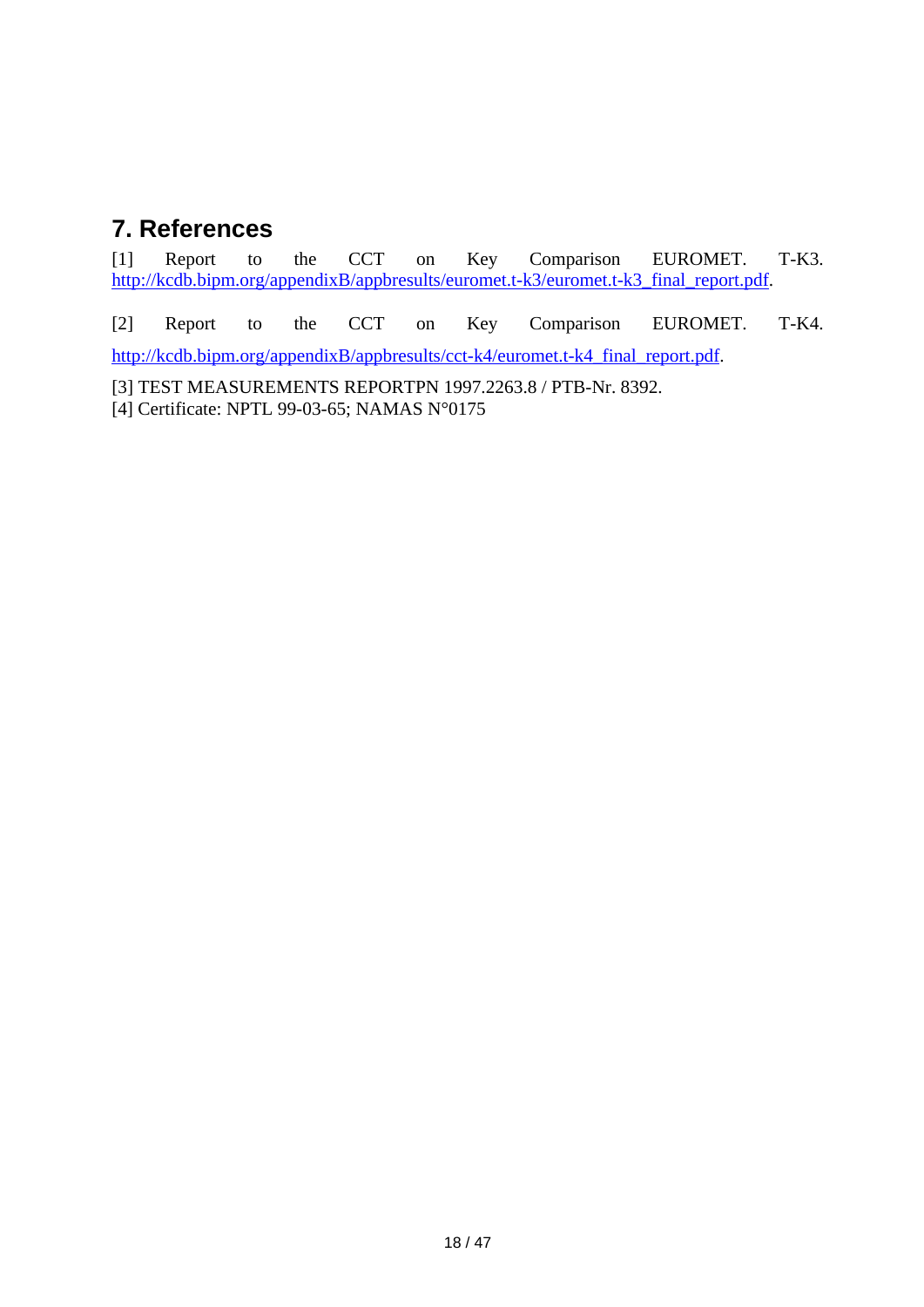## 7. References

[1] Report to the CCT on Key Comparison EUROMET. T-K3. http://kcdb.bipm.org/appendixB/appbresults/euromet.t-k3/euromet.t-k3_final_report.pdf.

[2] Report to the CCT on Key Comparison EUROMET. T-K4. http://kcdb.bipm.org/appendixB/appbresults/cct-k4/euromet.t-k4_final_report.pdf.

[3] TEST MEASUREMENTS REPORTPN 1997.2263.8 / PTB-Nr. 8392.
[4] Certificate: NPTL 99-03-65; NAMAS N°0175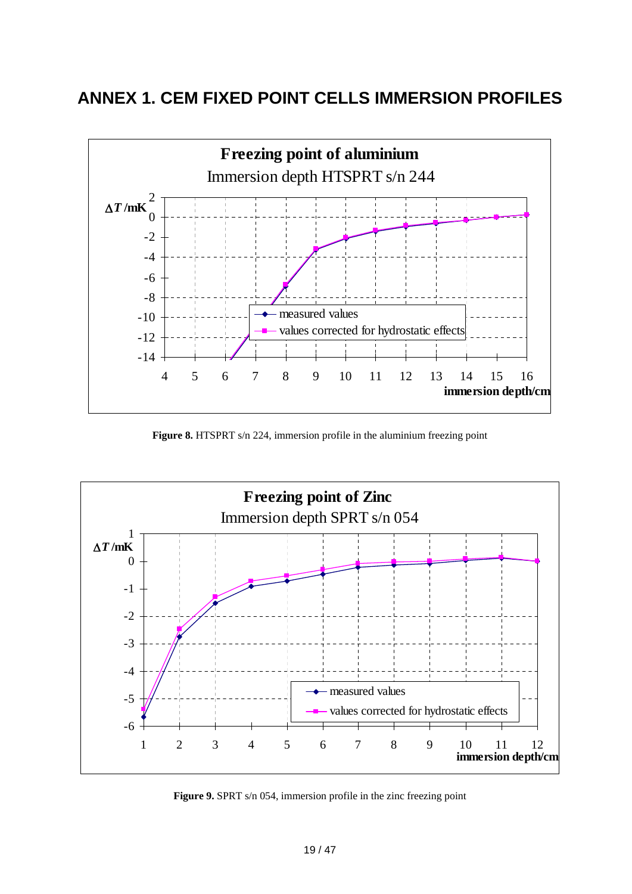# ANNEX 1. CEM FIXED POINT CELLS IMMERSION PROFILES

**Figure 8.** HTSPRT s/n 224, immersion profile in the aluminium freezing point

**Figure 9.** SPRT s/n 054, immersion profile in the zinc freezing point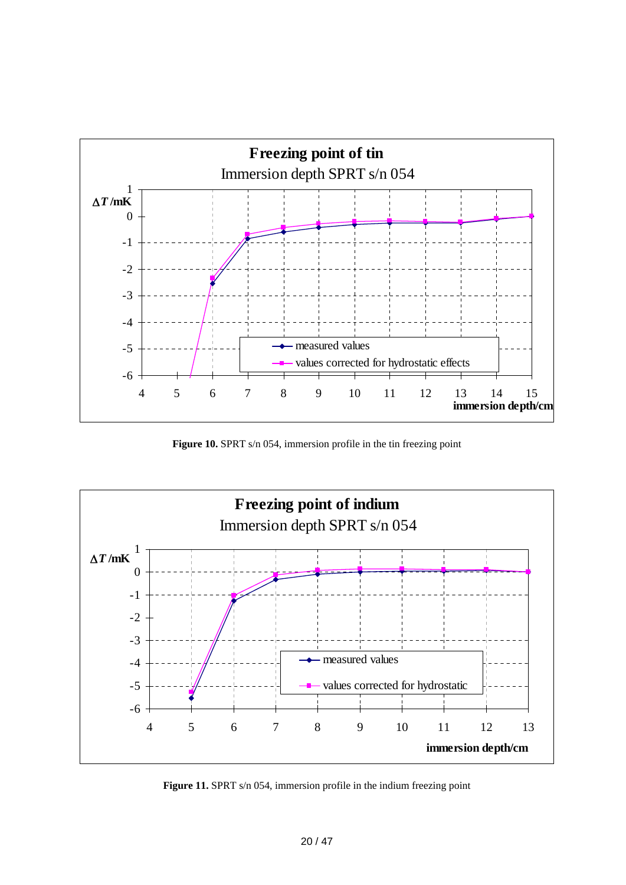**Figure 10.** SPRT s/n 054, immersion profile in the tin freezing point

**Figure 11.** SPRT s/n 054, immersion profile in the indium freezing point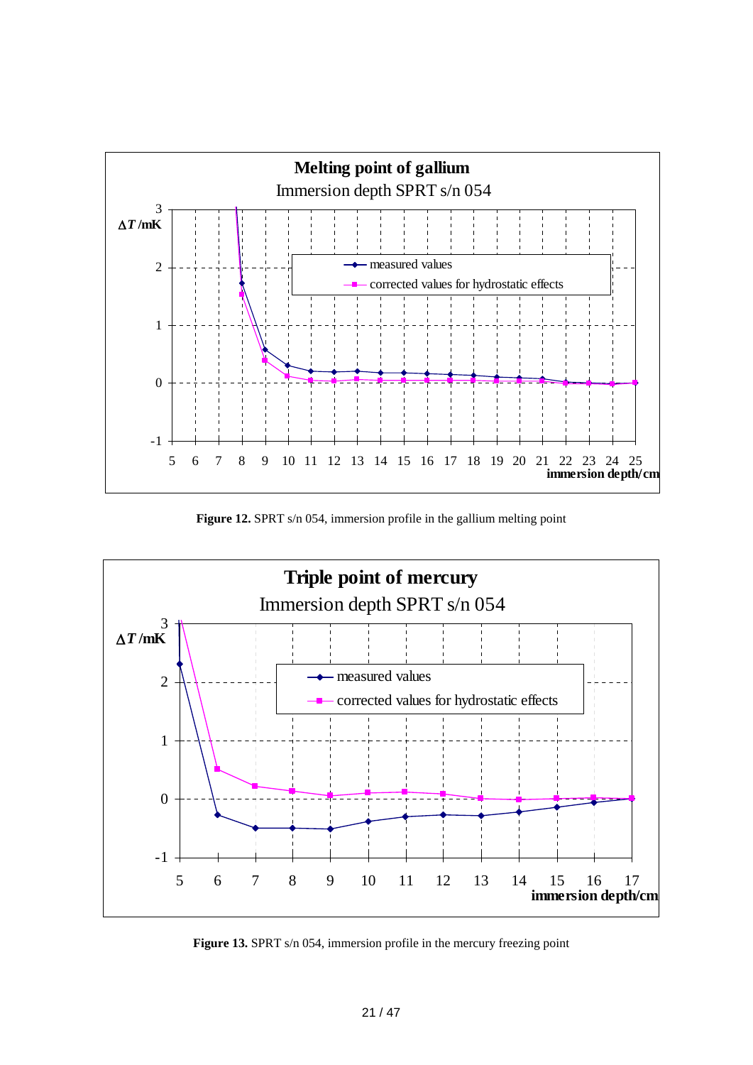**Figure 12.** SPRT s/n 054, immersion profile in the gallium melting point

**Figure 13.** SPRT s/n 054, immersion profile in the mercury freezing point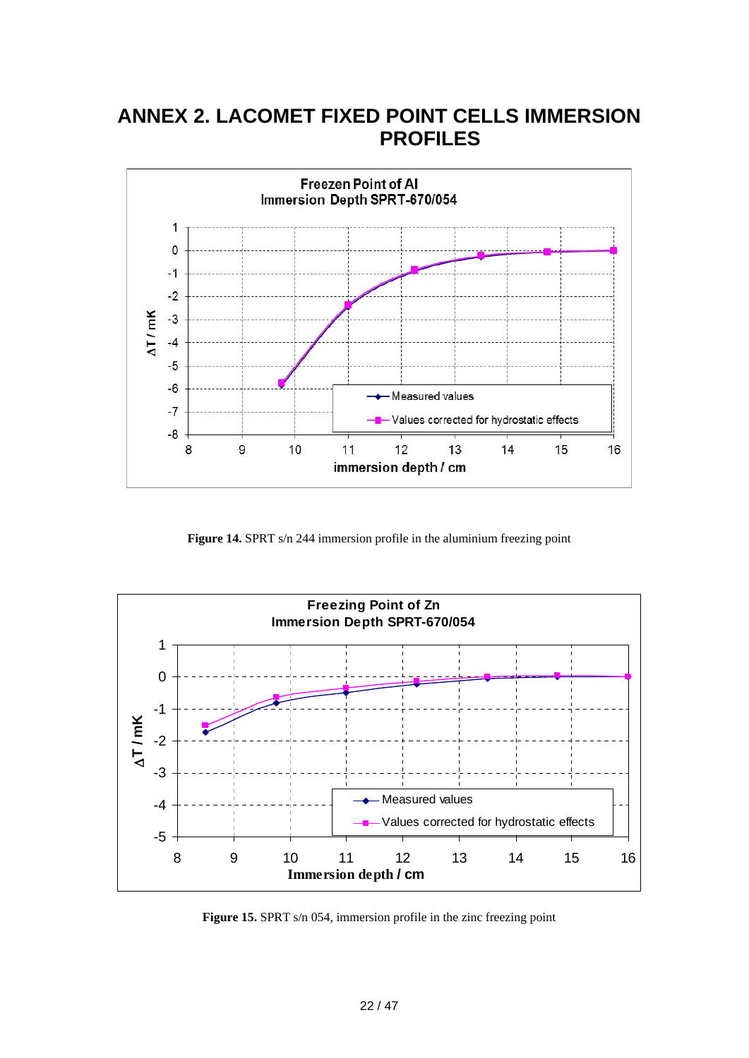# ANNEX 2. LACOMET FIXED POINT CELLS IMMERSION PROFILES

**Figure 14.** SPRT s/n 244 immersion profile in the aluminium freezing point

**Figure 15.** SPRT s/n 054, immersion profile in the zinc freezing point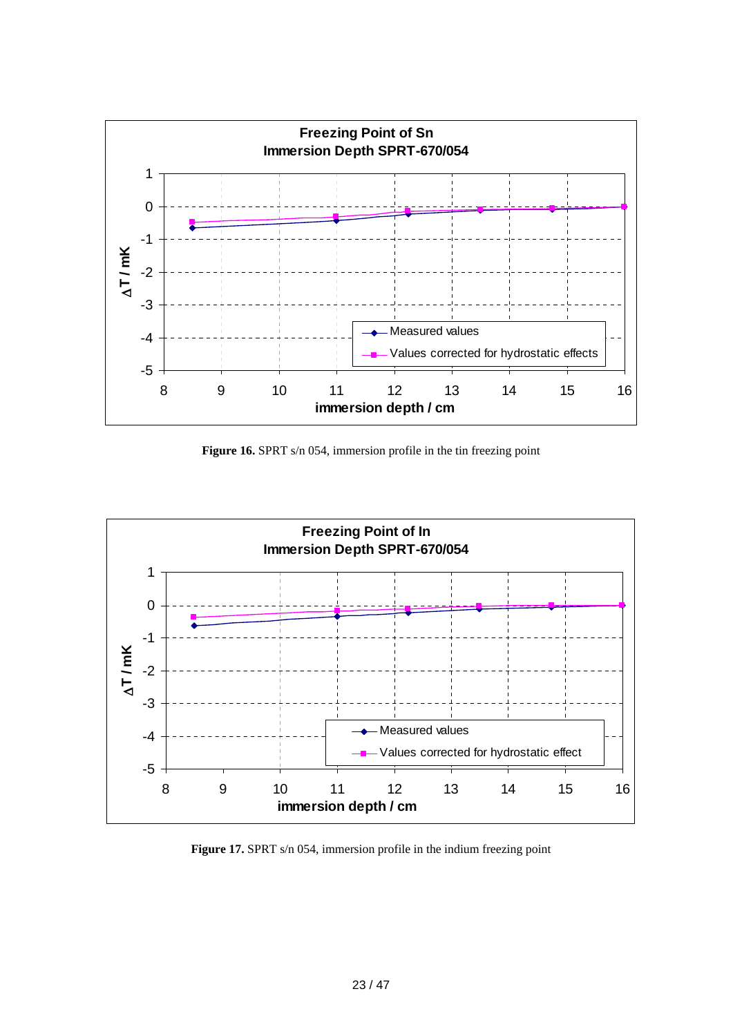**Figure 16.** SPRT s/n 054, immersion profile in the tin freezing point

**Figure 17.** SPRT s/n 054, immersion profile in the indium freezing point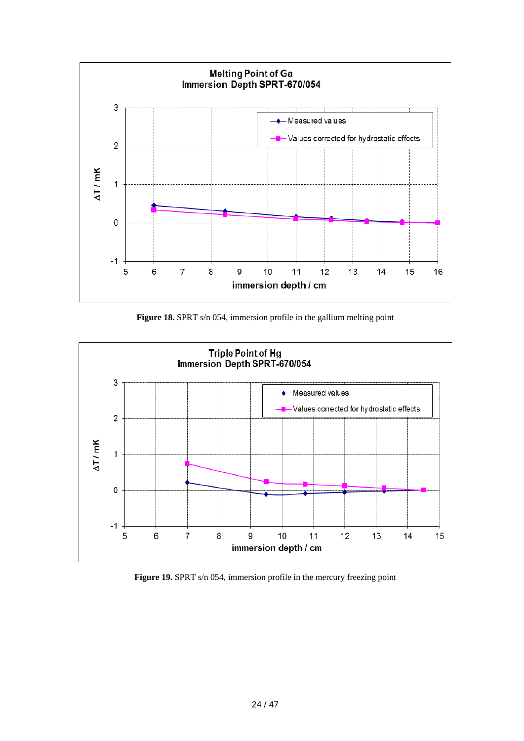**Figure 18.** SPRT s/n 054, immersion profile in the gallium melting point

**Figure 19.** SPRT s/n 054, immersion profile in the mercury freezing point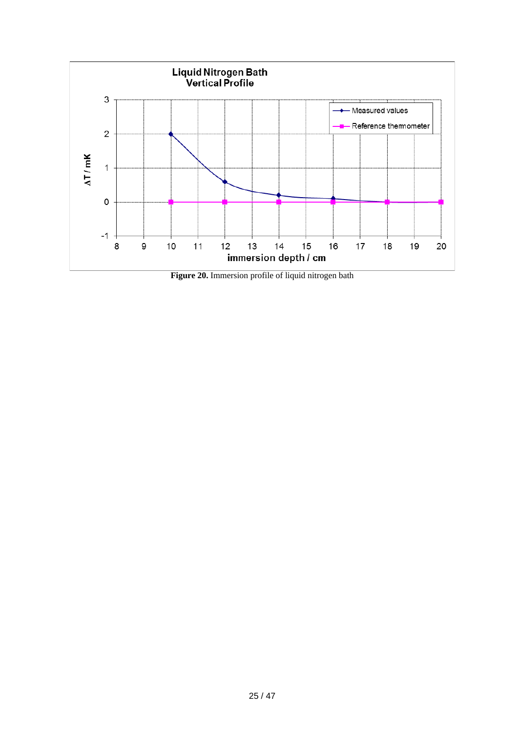**Figure 20.** Immersion profile of liquid nitrogen bath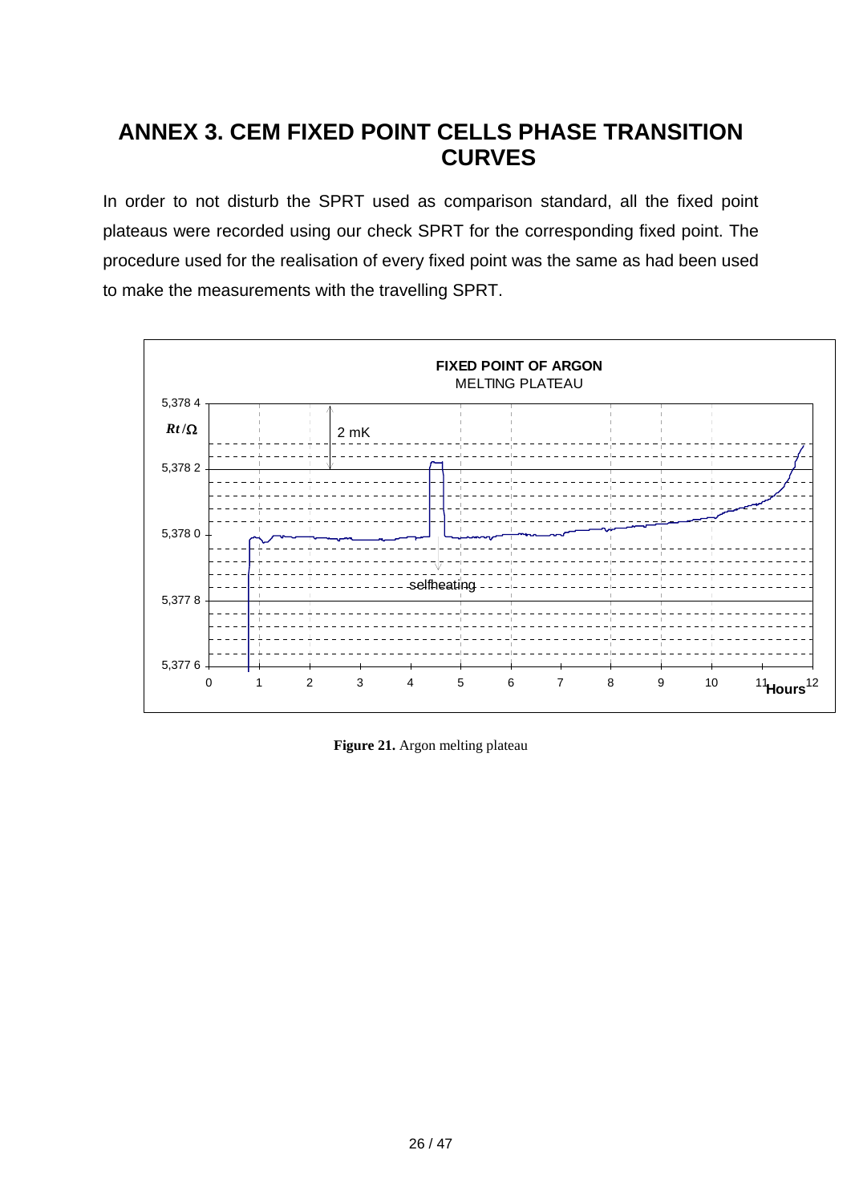# ANNEX 3. CEM FIXED POINT CELLS PHASE TRANSITION CURVES

In order to not disturb the SPRT used as comparison standard, all the fixed point plateaus were recorded using our check SPRT for the corresponding fixed point. The procedure used for the realisation of every fixed point was the same as had been used to make the measurements with the travelling SPRT.

**Figure 21.** Argon melting plateau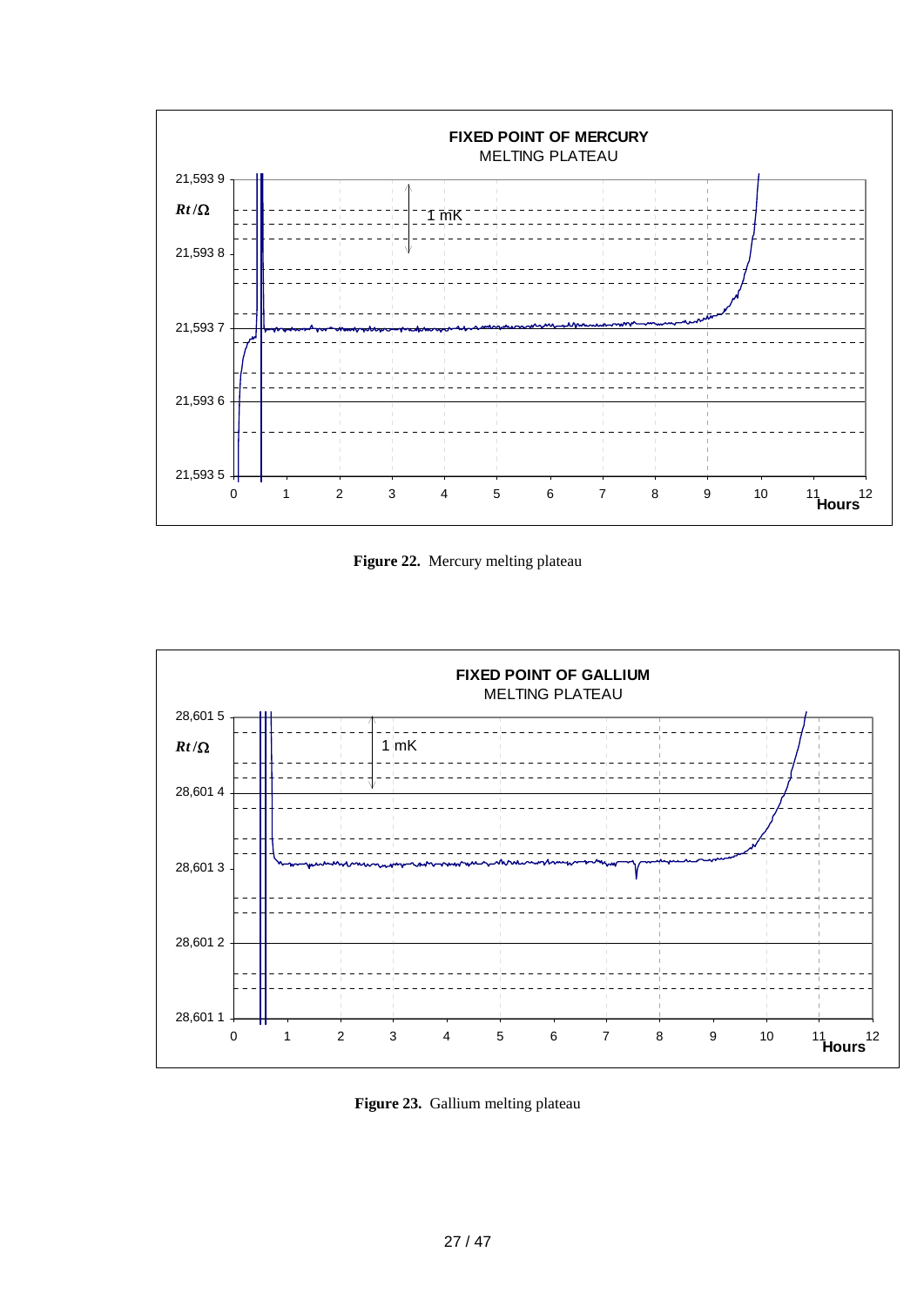**Figure 22.** Mercury melting plateau

**Figure 23.** Gallium melting plateau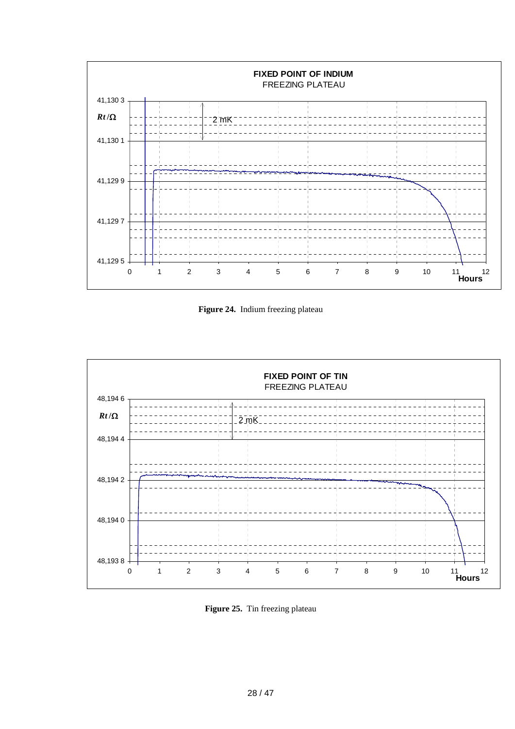**FIXED POINT OF INDIUM**
FREEZING PLATEAU

$Rt/\Omega$

41,130 3
41,130 1
41,129 9
41,129 7
41,129 5

2 mK

0 1 2 3 4 5 6 7 8 9 10 11 12 **Hours**

**Figure 24.** Indium freezing plateau

**FIXED POINT OF TIN**
FREEZING PLATEAU

$Rt/\Omega$

48,194 6
48,194 4
48,194 2
48,194 0
48,193 8

2 mK

0 1 2 3 4 5 6 7 8 9 10 11 12 **Hours**

**Figure 25.** Tin freezing plateau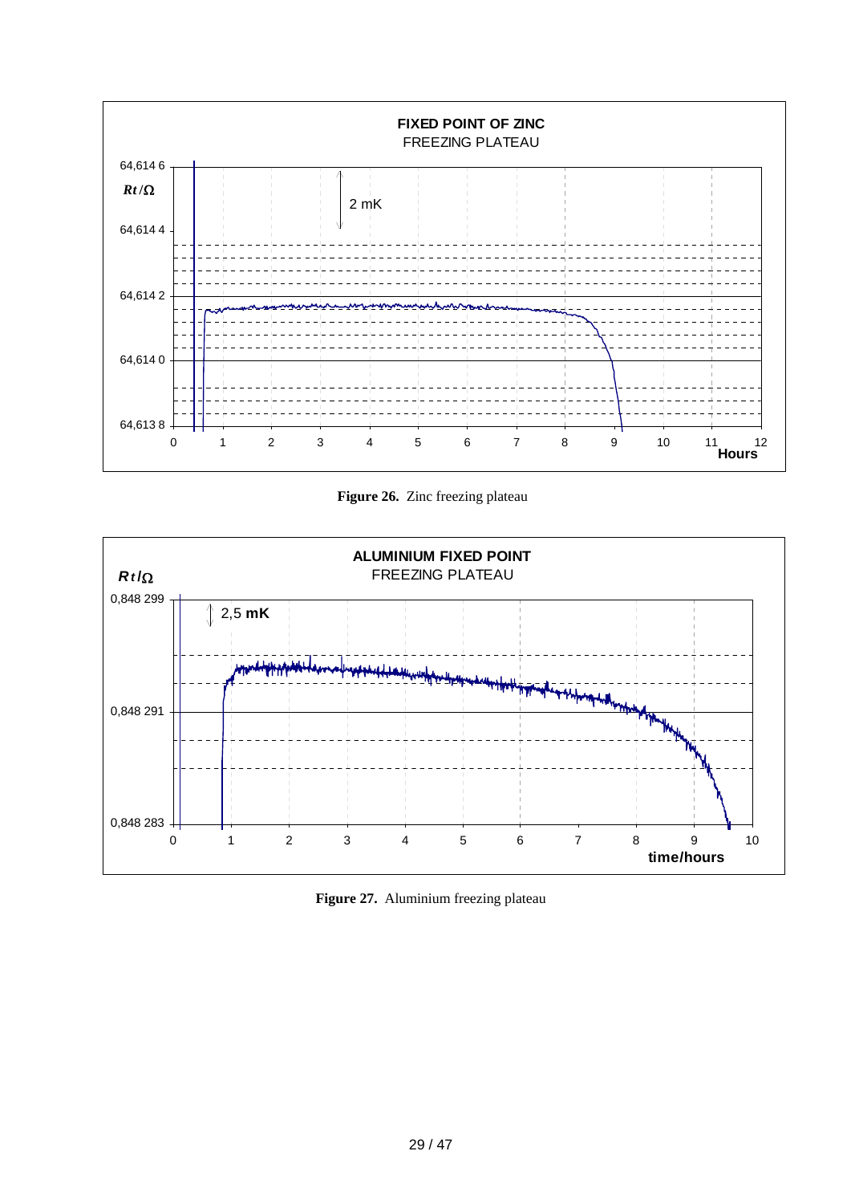**Figure 26.** Zinc freezing plateau

**Figure 27.** Aluminium freezing plateau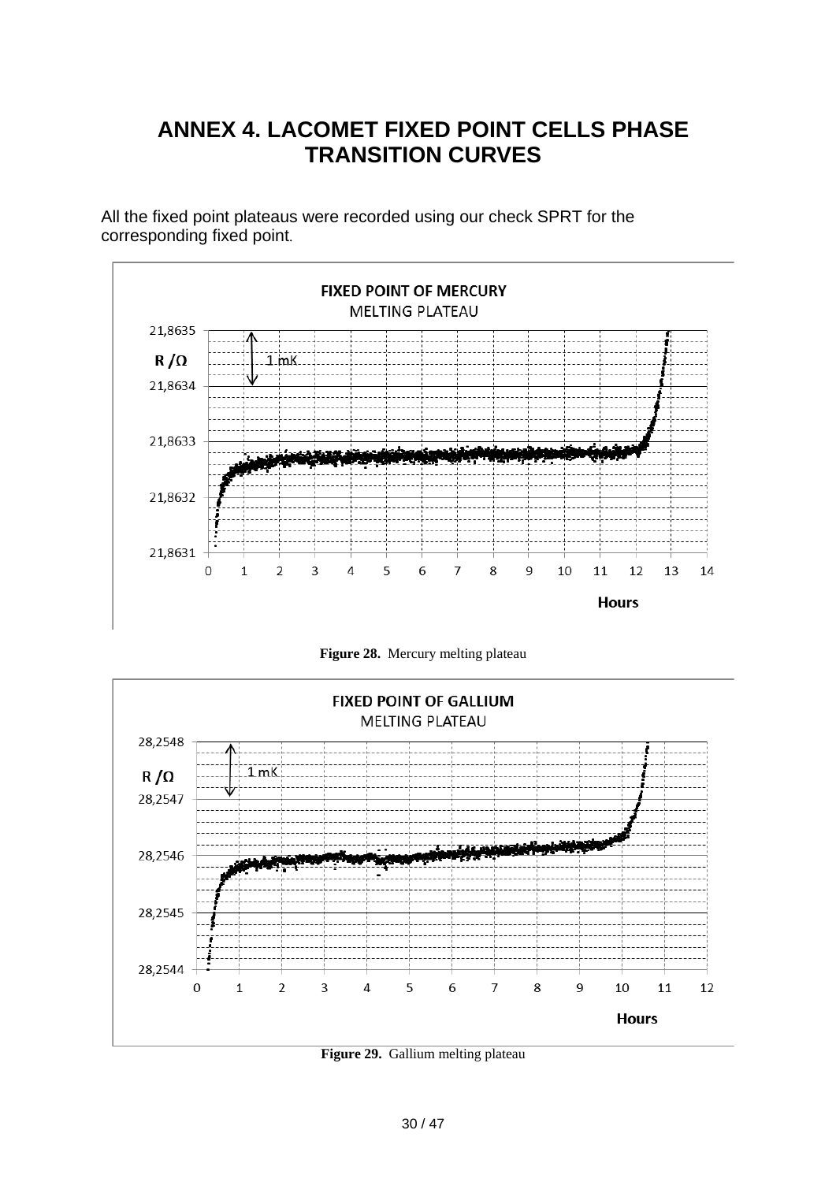# ANNEX 4. LACOMET FIXED POINT CELLS PHASE TRANSITION CURVES

All the fixed point plateaus were recorded using our check SPRT for the corresponding fixed point.

**Figure 28.** Mercury melting plateau

**Figure 29.** Gallium melting plateau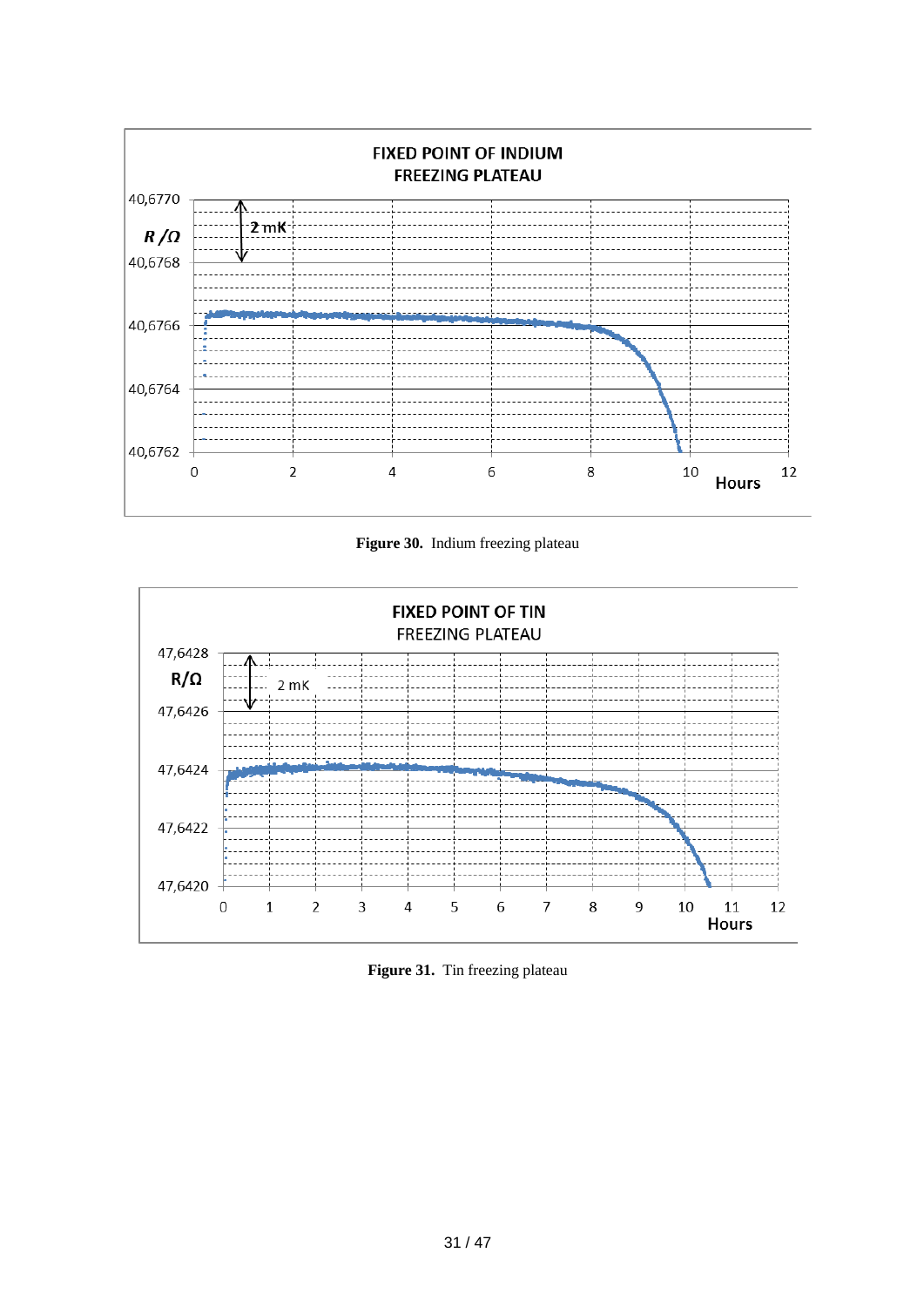**Figure 30.** Indium freezing plateau

**Figure 31.** Tin freezing plateau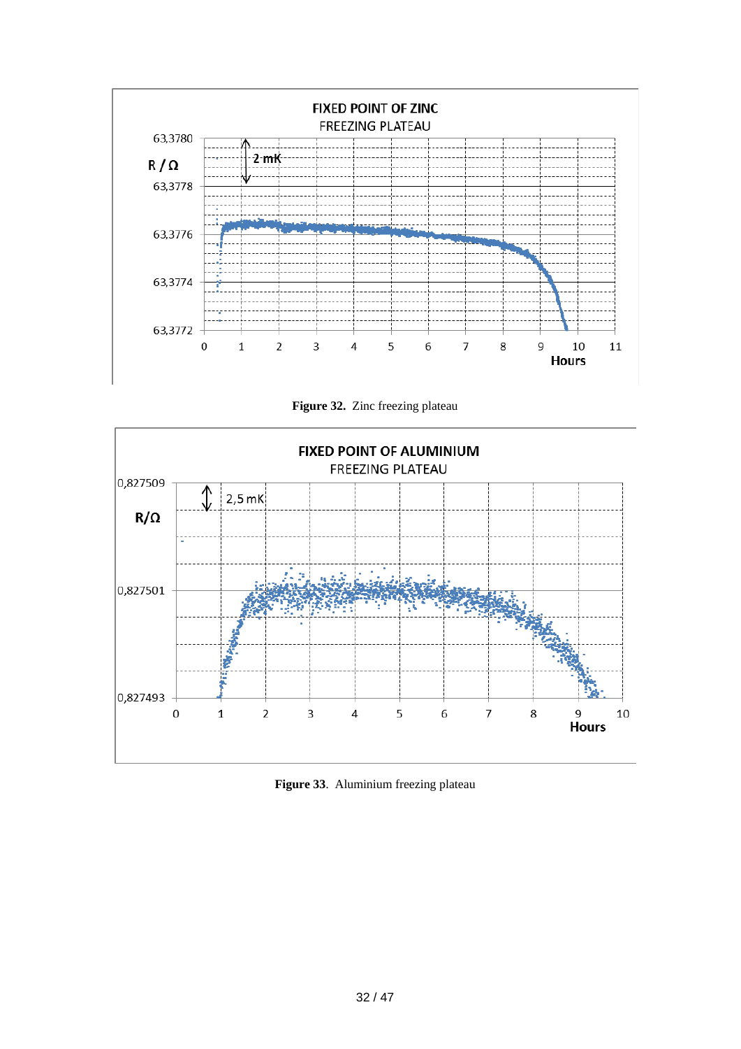**Figure 32.** Zinc freezing plateau

**Figure 33**. Aluminium freezing plateau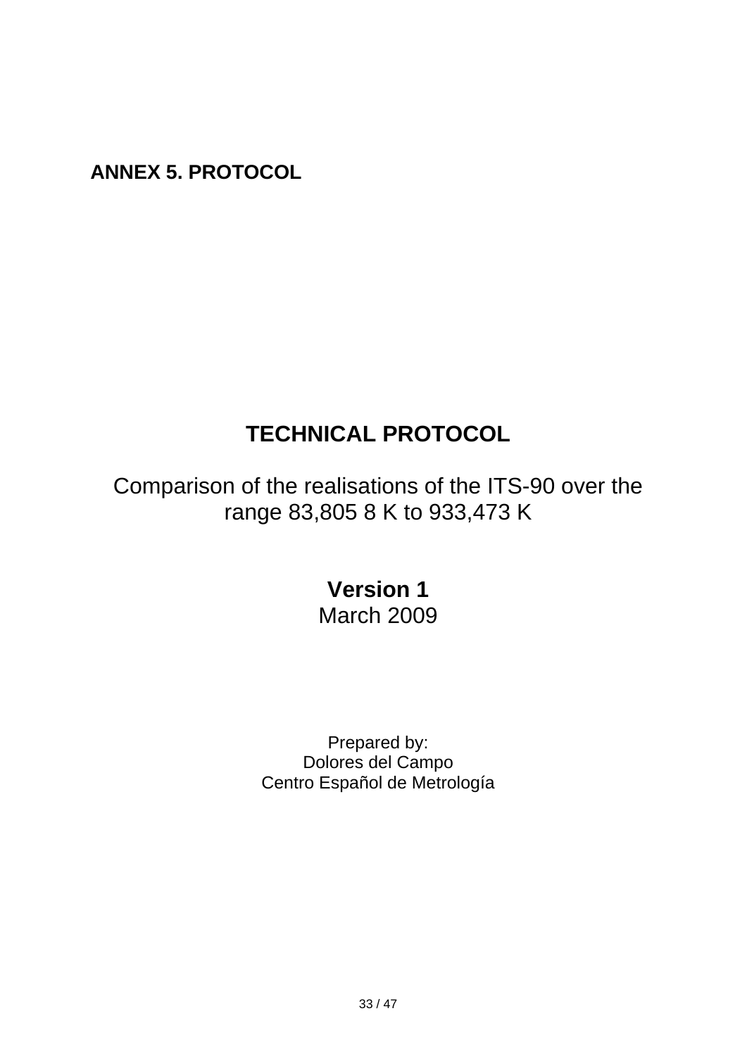## ANNEX 5. PROTOCOL

# TECHNICAL PROTOCOL

Comparison of the realisations of the ITS-90 over the range 83,805 8 K to 933,473 K

**Version 1**

March 2009

Prepared by:
Dolores del Campo
Centro Español de Metrología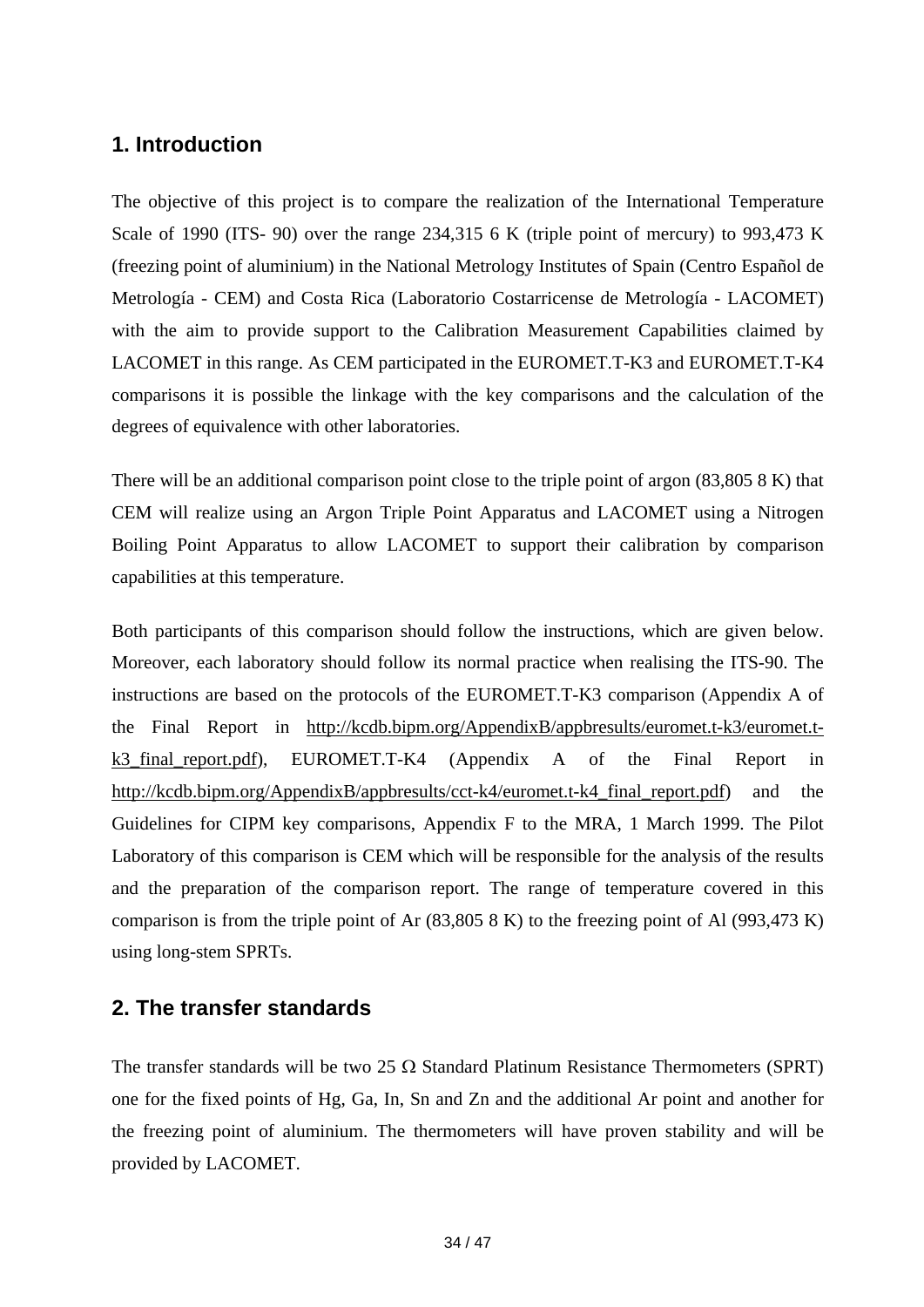## 1. Introduction

The objective of this project is to compare the realization of the International Temperature Scale of 1990 (ITS- 90) over the range 234,315 6 K (triple point of mercury) to 993,473 K (freezing point of aluminium) in the National Metrology Institutes of Spain (Centro Español de Metrología - CEM) and Costa Rica (Laboratorio Costarricense de Metrología - LACOMET) with the aim to provide support to the Calibration Measurement Capabilities claimed by LACOMET in this range. As CEM participated in the EUROMET.T-K3 and EUROMET.T-K4 comparisons it is possible the linkage with the key comparisons and the calculation of the degrees of equivalence with other laboratories.

There will be an additional comparison point close to the triple point of argon (83,805 8 K) that CEM will realize using an Argon Triple Point Apparatus and LACOMET using a Nitrogen Boiling Point Apparatus to allow LACOMET to support their calibration by comparison capabilities at this temperature.

Both participants of this comparison should follow the instructions, which are given below. Moreover, each laboratory should follow its normal practice when realising the ITS-90. The instructions are based on the protocols of the EUROMET.T-K3 comparison (Appendix A of the Final Report in http://kcdb.bipm.org/AppendixB/appbresults/euromet.t-k3/euromet.t-k3_final_report.pdf), EUROMET.T-K4 (Appendix A of the Final Report in http://kcdb.bipm.org/AppendixB/appbresults/cct-k4/euromet.t-k4_final_report.pdf) and the Guidelines for CIPM key comparisons, Appendix F to the MRA, 1 March 1999. The Pilot Laboratory of this comparison is CEM which will be responsible for the analysis of the results and the preparation of the comparison report. The range of temperature covered in this comparison is from the triple point of Ar (83,805 8 K) to the freezing point of Al (993,473 K) using long-stem SPRTs.

## 2. The transfer standards

The transfer standards will be two 25 Ω Standard Platinum Resistance Thermometers (SPRT) one for the fixed points of Hg, Ga, In, Sn and Zn and the additional Ar point and another for the freezing point of aluminium. The thermometers will have proven stability and will be provided by LACOMET.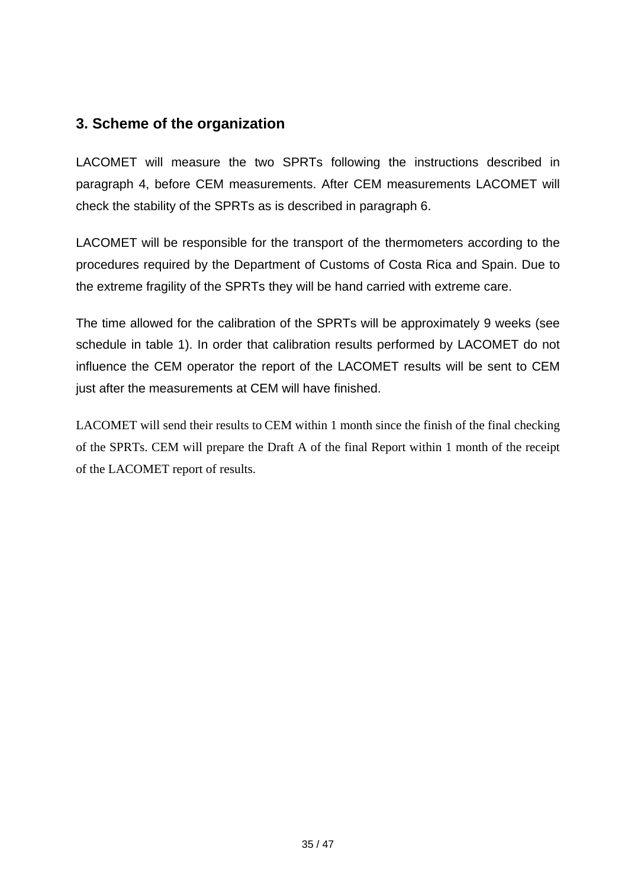## 3. Scheme of the organization

LACOMET will measure the two SPRTs following the instructions described in paragraph 4, before CEM measurements. After CEM measurements LACOMET will check the stability of the SPRTs as is described in paragraph 6.

LACOMET will be responsible for the transport of the thermometers according to the procedures required by the Department of Customs of Costa Rica and Spain. Due to the extreme fragility of the SPRTs they will be hand carried with extreme care.

The time allowed for the calibration of the SPRTs will be approximately 9 weeks (see schedule in table 1). In order that calibration results performed by LACOMET do not influence the CEM operator the report of the LACOMET results will be sent to CEM just after the measurements at CEM will have finished.

LACOMET will send their results to CEM within 1 month since the finish of the final checking of the SPRTs. CEM will prepare the Draft A of the final Report within 1 month of the receipt of the LACOMET report of results.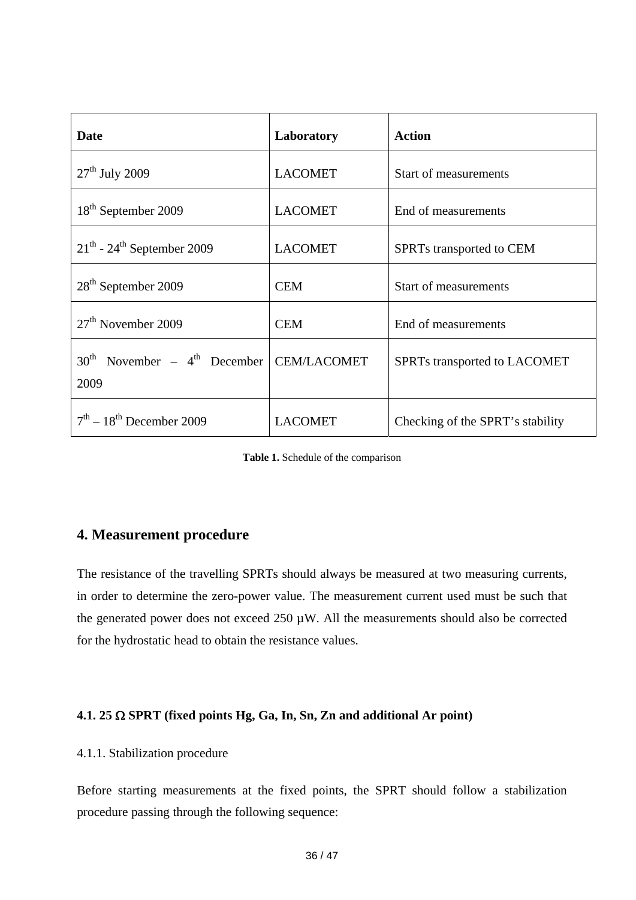| Date | Laboratory | Action |
| --- | --- | --- |
| 27th July 2009 | LACOMET | Start of measurements |
| 18th September 2009 | LACOMET | End of measurements |
| 21th - 24th September 2009 | LACOMET | SPRTs transported to CEM |
| 28th September 2009 | CEM | Start of measurements |
| 27th November 2009 | CEM | End of measurements |
| 30th November – 4th December 2009 | CEM/LACOMET | SPRTs transported to LACOMET |
| 7th – 18th December 2009 | LACOMET | Checking of the SPRT's stability |

**Table 1.** Schedule of the comparison

## 4. Measurement procedure

The resistance of the travelling SPRTs should always be measured at two measuring currents, in order to determine the zero-power value. The measurement current used must be such that the generated power does not exceed 250 µW. All the measurements should also be corrected for the hydrostatic head to obtain the resistance values.

### 4.1. 25 Ω SPRT (fixed points Hg, Ga, In, Sn, Zn and additional Ar point)

4.1.1. Stabilization procedure

Before starting measurements at the fixed points, the SPRT should follow a stabilization procedure passing through the following sequence: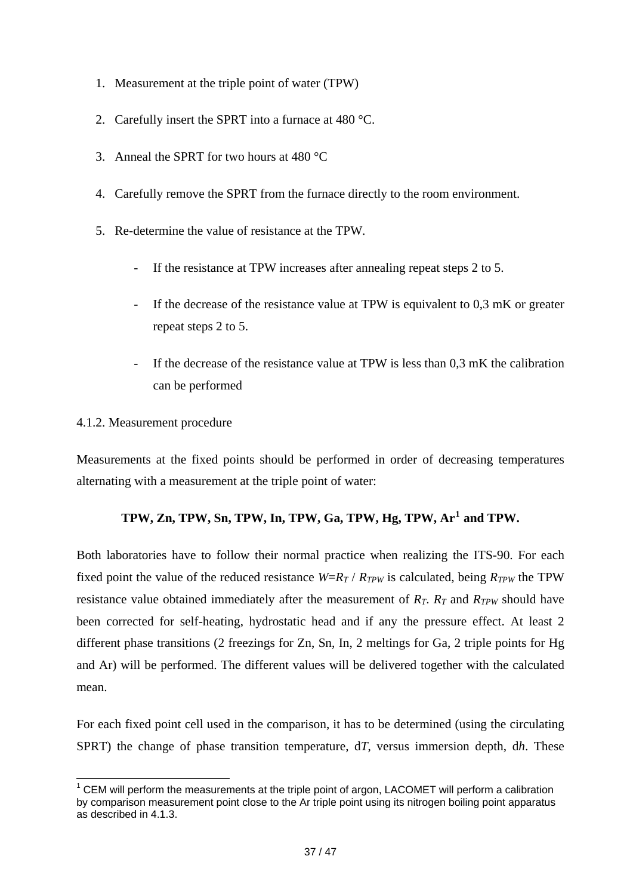1. Measurement at the triple point of water (TPW)

2. Carefully insert the SPRT into a furnace at 480 °C.

3. Anneal the SPRT for two hours at 480 °C

4. Carefully remove the SPRT from the furnace directly to the room environment.

5. Re-determine the value of resistance at the TPW.

   - If the resistance at TPW increases after annealing repeat steps 2 to 5.

   - If the decrease of the resistance value at TPW is equivalent to 0,3 mK or greater repeat steps 2 to 5.

   - If the decrease of the resistance value at TPW is less than 0,3 mK the calibration can be performed

4.1.2. Measurement procedure

Measurements at the fixed points should be performed in order of decreasing temperatures alternating with a measurement at the triple point of water:

**TPW, Zn, TPW, Sn, TPW, In, TPW, Ga, TPW, Hg, TPW, Ar[1] and TPW.**

Both laboratories have to follow their normal practice when realizing the ITS-90. For each fixed point the value of the reduced resistance $W = R_T / R_{TPW}$ is calculated, being $R_{TPW}$ the TPW resistance value obtained immediately after the measurement of $R_T$. $R_T$ and $R_{TPW}$ should have been corrected for self-heating, hydrostatic head and if any the pressure effect. At least 2 different phase transitions (2 freezings for Zn, Sn, In, 2 meltings for Ga, 2 triple points for Hg and Ar) will be performed. The different values will be delivered together with the calculated mean.

For each fixed point cell used in the comparison, it has to be determined (using the circulating SPRT) the change of phase transition temperature, d*T*, versus immersion depth, d*h*. These

[1] CEM will perform the measurements at the triple point of argon, LACOMET will perform a calibration by comparison measurement point close to the Ar triple point using its nitrogen boiling point apparatus as described in 4.1.3.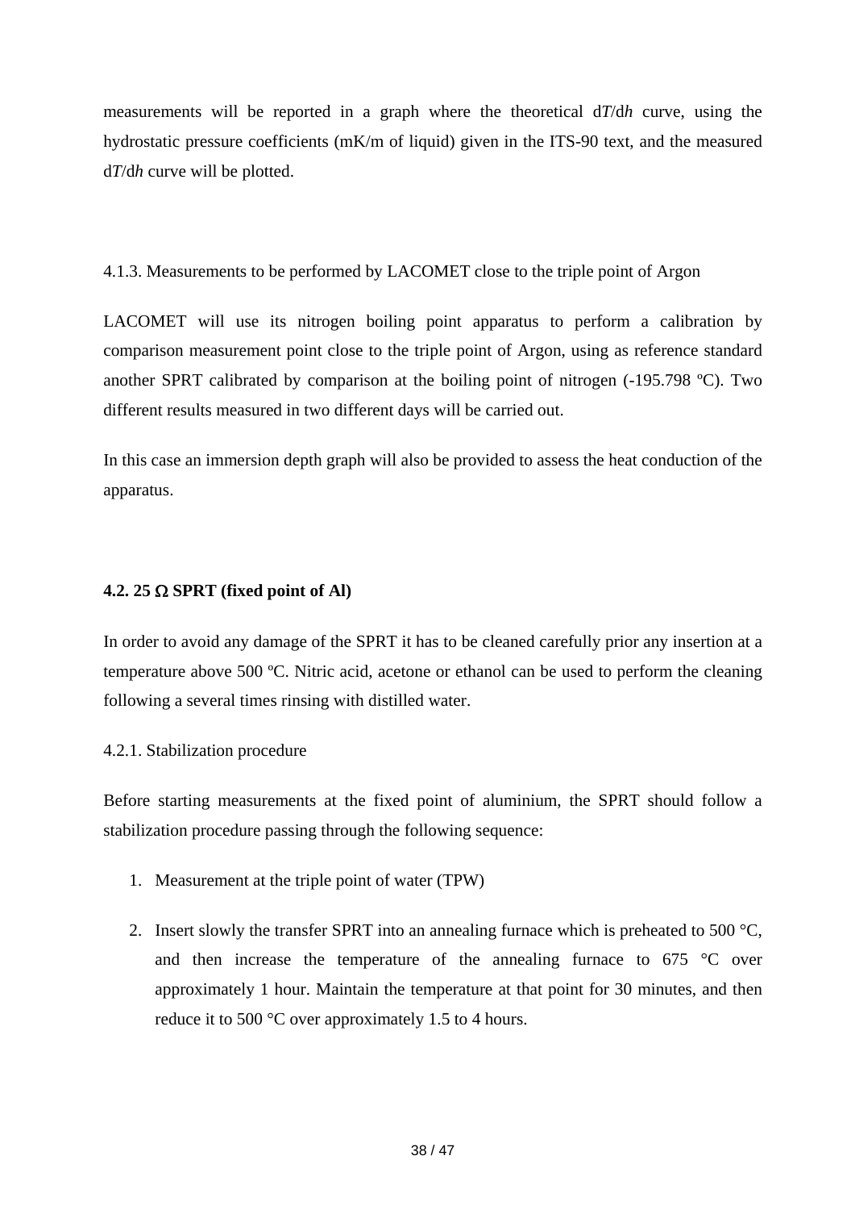measurements will be reported in a graph where the theoretical d*T*/d*h* curve, using the hydrostatic pressure coefficients (mK/m of liquid) given in the ITS-90 text, and the measured d*T*/d*h* curve will be plotted.

4.1.3. Measurements to be performed by LACOMET close to the triple point of Argon

LACOMET will use its nitrogen boiling point apparatus to perform a calibration by comparison measurement point close to the triple point of Argon, using as reference standard another SPRT calibrated by comparison at the boiling point of nitrogen (-195.798 ºC). Two different results measured in two different days will be carried out.

In this case an immersion depth graph will also be provided to assess the heat conduction of the apparatus.

**4.2. 25 Ω SPRT (fixed point of Al)**

In order to avoid any damage of the SPRT it has to be cleaned carefully prior any insertion at a temperature above 500 ºC. Nitric acid, acetone or ethanol can be used to perform the cleaning following a several times rinsing with distilled water.

4.2.1. Stabilization procedure

Before starting measurements at the fixed point of aluminium, the SPRT should follow a stabilization procedure passing through the following sequence:

1. Measurement at the triple point of water (TPW)

2. Insert slowly the transfer SPRT into an annealing furnace which is preheated to 500 °C, and then increase the temperature of the annealing furnace to 675 °C over approximately 1 hour. Maintain the temperature at that point for 30 minutes, and then reduce it to 500 °C over approximately 1.5 to 4 hours.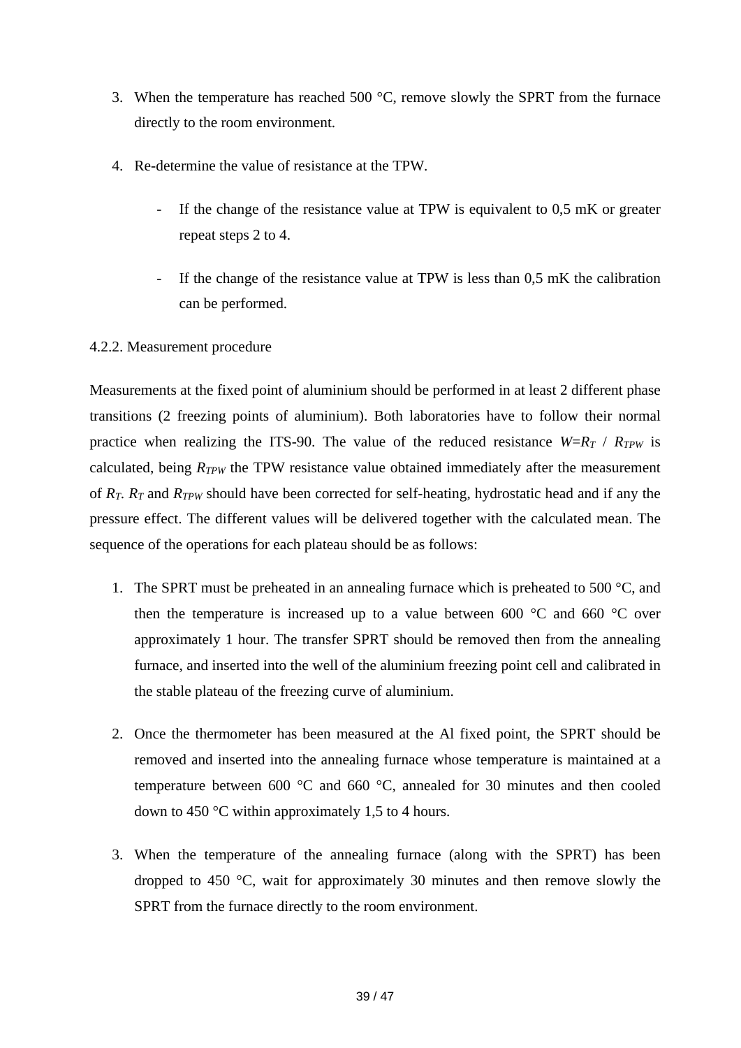3. When the temperature has reached 500 °C, remove slowly the SPRT from the furnace directly to the room environment.

4. Re-determine the value of resistance at the TPW.

   - If the change of the resistance value at TPW is equivalent to 0,5 mK or greater repeat steps 2 to 4.

   - If the change of the resistance value at TPW is less than 0,5 mK the calibration can be performed.

4.2.2. Measurement procedure

Measurements at the fixed point of aluminium should be performed in at least 2 different phase transitions (2 freezing points of aluminium). Both laboratories have to follow their normal practice when realizing the ITS-90. The value of the reduced resistance $W = R_T / R_{TPW}$ is calculated, being $R_{TPW}$ the TPW resistance value obtained immediately after the measurement of $R_T$. $R_T$ and $R_{TPW}$ should have been corrected for self-heating, hydrostatic head and if any the pressure effect. The different values will be delivered together with the calculated mean. The sequence of the operations for each plateau should be as follows:

1. The SPRT must be preheated in an annealing furnace which is preheated to 500 °C, and then the temperature is increased up to a value between 600 °C and 660 °C over approximately 1 hour. The transfer SPRT should be removed then from the annealing furnace, and inserted into the well of the aluminium freezing point cell and calibrated in the stable plateau of the freezing curve of aluminium.

2. Once the thermometer has been measured at the Al fixed point, the SPRT should be removed and inserted into the annealing furnace whose temperature is maintained at a temperature between 600 °C and 660 °C, annealed for 30 minutes and then cooled down to 450 °C within approximately 1,5 to 4 hours.

3. When the temperature of the annealing furnace (along with the SPRT) has been dropped to 450 °C, wait for approximately 30 minutes and then remove slowly the SPRT from the furnace directly to the room environment.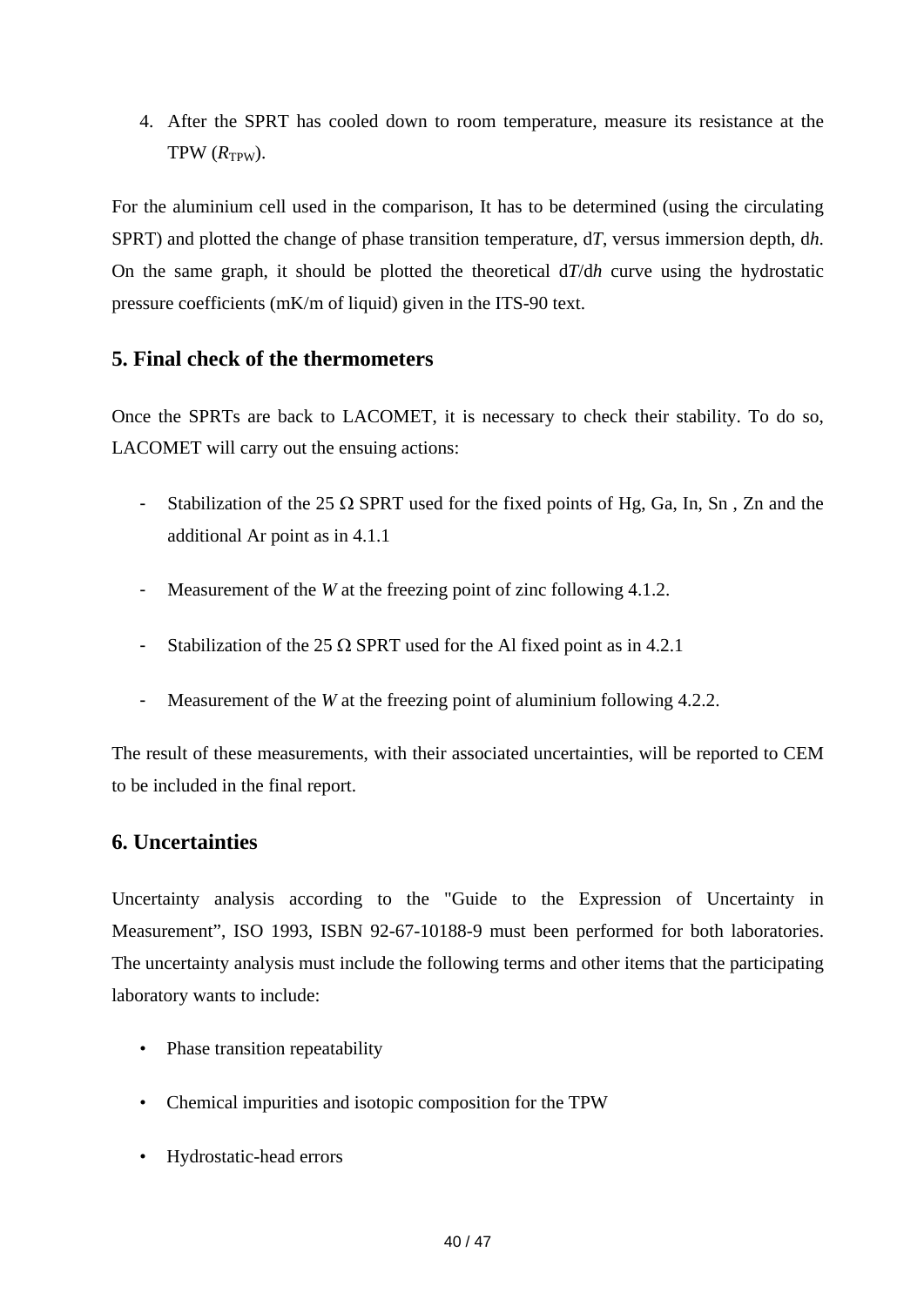4. After the SPRT has cooled down to room temperature, measure its resistance at the TPW ($R_{TPW}$).

For the aluminium cell used in the comparison, It has to be determined (using the circulating SPRT) and plotted the change of phase transition temperature, d*T*, versus immersion depth, d*h*. On the same graph, it should be plotted the theoretical d*T*/d*h* curve using the hydrostatic pressure coefficients (mK/m of liquid) given in the ITS-90 text.

## 5. Final check of the thermometers

Once the SPRTs are back to LACOMET, it is necessary to check their stability. To do so, LACOMET will carry out the ensuing actions:

- Stabilization of the 25 Ω SPRT used for the fixed points of Hg, Ga, In, Sn , Zn and the additional Ar point as in 4.1.1
- Measurement of the *W* at the freezing point of zinc following 4.1.2.
- Stabilization of the 25 Ω SPRT used for the Al fixed point as in 4.2.1
- Measurement of the *W* at the freezing point of aluminium following 4.2.2.

The result of these measurements, with their associated uncertainties, will be reported to CEM to be included in the final report.

## 6. Uncertainties

Uncertainty analysis according to the "Guide to the Expression of Uncertainty in Measurement", ISO 1993, ISBN 92-67-10188-9 must been performed for both laboratories. The uncertainty analysis must include the following terms and other items that the participating laboratory wants to include:

- Phase transition repeatability
- Chemical impurities and isotopic composition for the TPW
- Hydrostatic-head errors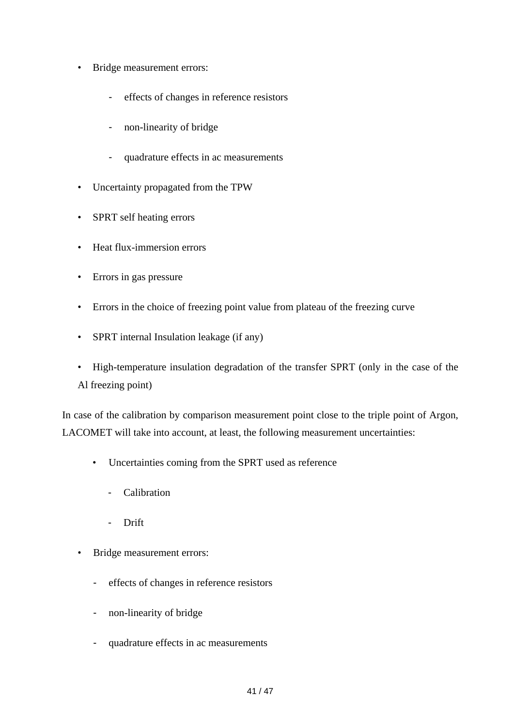- Bridge measurement errors:
  - effects of changes in reference resistors
  - non-linearity of bridge
  - quadrature effects in ac measurements
- Uncertainty propagated from the TPW
- SPRT self heating errors
- Heat flux-immersion errors
- Errors in gas pressure
- Errors in the choice of freezing point value from plateau of the freezing curve
- SPRT internal Insulation leakage (if any)
- High-temperature insulation degradation of the transfer SPRT (only in the case of the Al freezing point)

In case of the calibration by comparison measurement point close to the triple point of Argon, LACOMET will take into account, at least, the following measurement uncertainties:

- Uncertainties coming from the SPRT used as reference
  - Calibration
  - Drift
- Bridge measurement errors:
  - effects of changes in reference resistors
  - non-linearity of bridge
  - quadrature effects in ac measurements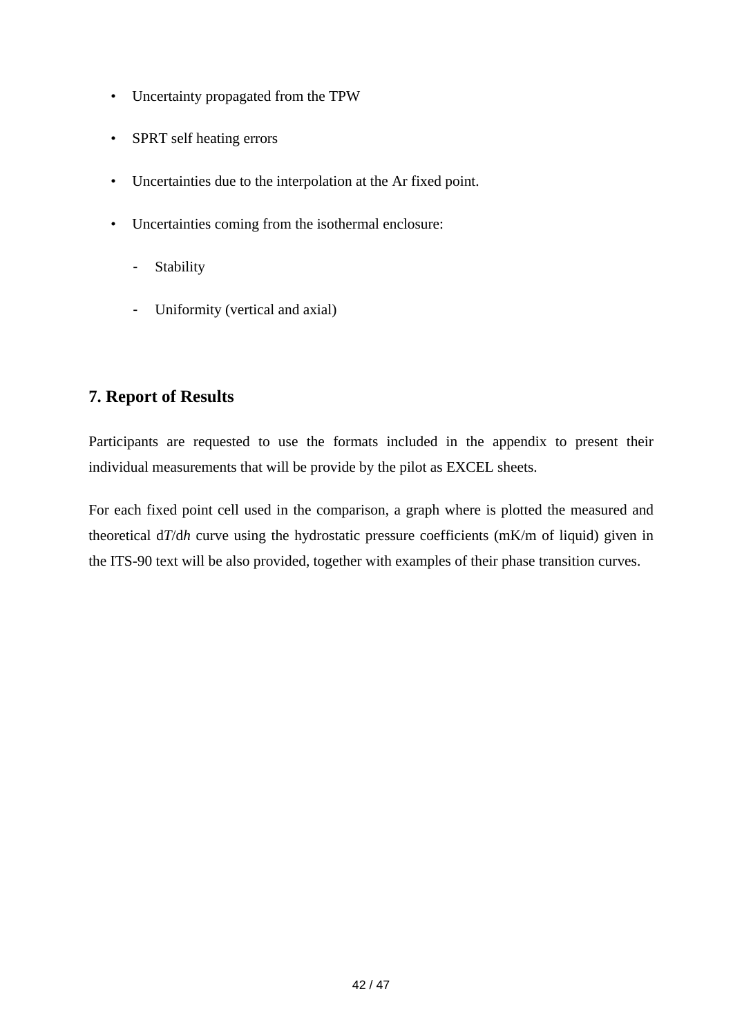- Uncertainty propagated from the TPW
- SPRT self heating errors
- Uncertainties due to the interpolation at the Ar fixed point.
- Uncertainties coming from the isothermal enclosure:
  - Stability
  - Uniformity (vertical and axial)

## 7. Report of Results

Participants are requested to use the formats included in the appendix to present their individual measurements that will be provide by the pilot as EXCEL sheets.

For each fixed point cell used in the comparison, a graph where is plotted the measured and theoretical d*T*/d*h* curve using the hydrostatic pressure coefficients (mK/m of liquid) given in the ITS-90 text will be also provided, together with examples of their phase transition curves.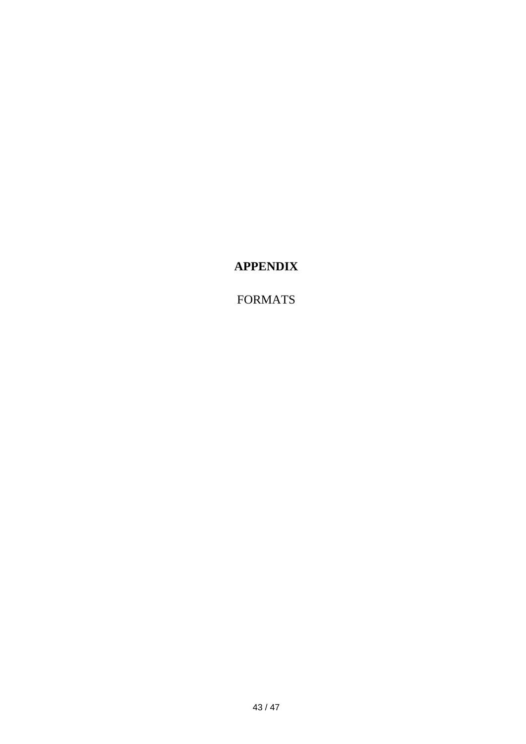# APPENDIX

FORMATS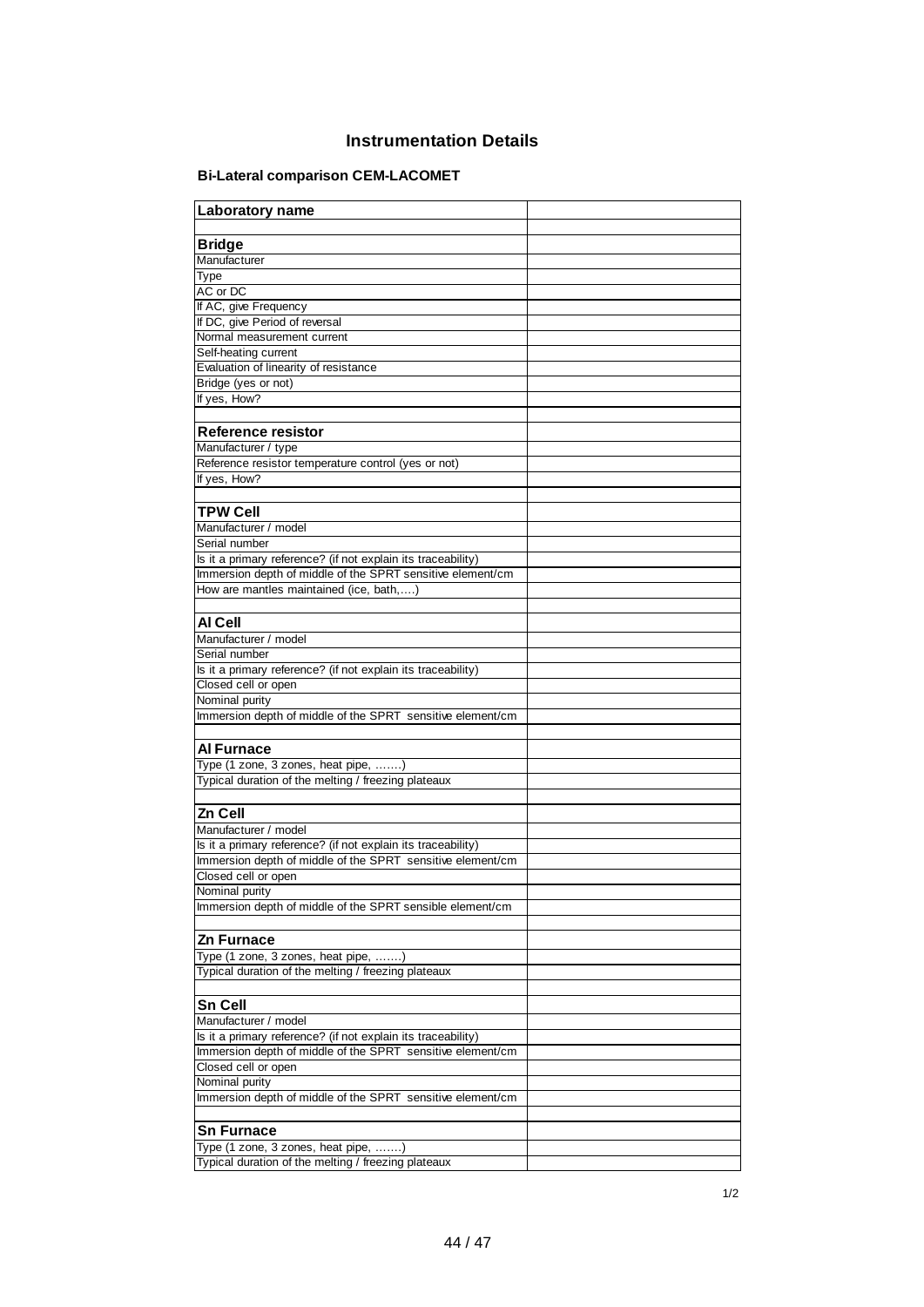## Instrumentation Details

### Bi-Lateral comparison CEM-LACOMET

| **Laboratory name** | |
|---|---|
| | |
| **Bridge** | |
| Manufacturer | |
| Type | |
| AC or DC | |
| If AC, give Frequency | |
| If DC, give Period of reversal | |
| Normal measurement current | |
| Self-heating current | |
| Evaluation of linearity of resistance | |
| Bridge (yes or not) | |
| If yes, How? | |
| | |
| **Reference resistor** | |
| Manufacturer / type | |
| Reference resistor temperature control (yes or not) | |
| If yes, How? | |
| | |
| **TPW Cell** | |
| Manufacturer / model | |
| Serial number | |
| Is it a primary reference? (if not explain its traceability) | |
| Immersion depth of middle of the SPRT sensitive element/cm | |
| How are mantles maintained (ice, bath,….) | |
| | |
| **Al Cell** | |
| Manufacturer / model | |
| Serial number | |
| Is it a primary reference? (if not explain its traceability) | |
| Closed cell or open | |
| Nominal purity | |
| Immersion depth of middle of the SPRT sensitive element/cm | |
| | |
| **Al Furnace** | |
| Type (1 zone, 3 zones, heat pipe, …….) | |
| Typical duration of the melting / freezing plateaux | |
| | |
| **Zn Cell** | |
| Manufacturer / model | |
| Is it a primary reference? (if not explain its traceability) | |
| Immersion depth of middle of the SPRT sensitive element/cm | |
| Closed cell or open | |
| Nominal purity | |
| Immersion depth of middle of the SPRT sensible element/cm | |
| | |
| **Zn Furnace** | |
| Type (1 zone, 3 zones, heat pipe, …….) | |
| Typical duration of the melting / freezing plateaux | |
| | |
| **Sn Cell** | |
| Manufacturer / model | |
| Is it a primary reference? (if not explain its traceability) | |
| Immersion depth of middle of the SPRT sensitive element/cm | |
| Closed cell or open | |
| Nominal purity | |
| Immersion depth of middle of the SPRT sensitive element/cm | |
| | |
| **Sn Furnace** | |
| Type (1 zone, 3 zones, heat pipe, …….) | |
| Typical duration of the melting / freezing plateaux | |

1/2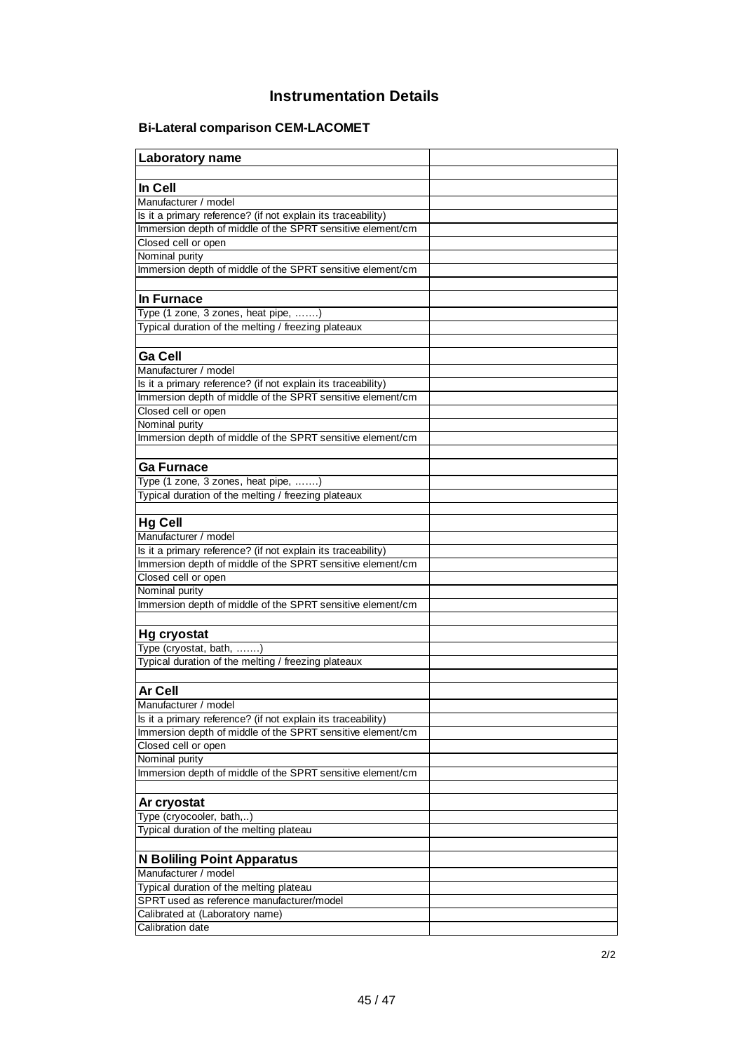# Instrumentation Details

## Bi-Lateral comparison CEM-LACOMET

| **Laboratory name** | |
|---|---|
| | |
| **In Cell** | |
| Manufacturer / model | |
| Is it a primary reference? (if not explain its traceability) | |
| Immersion depth of middle of the SPRT sensitive element/cm | |
| Closed cell or open | |
| Nominal purity | |
| Immersion depth of middle of the SPRT sensitive element/cm | |
| | |
| **In Furnace** | |
| Type (1 zone, 3 zones, heat pipe, …….) | |
| Typical duration of the melting / freezing plateaux | |
| | |
| **Ga Cell** | |
| Manufacturer / model | |
| Is it a primary reference? (if not explain its traceability) | |
| Immersion depth of middle of the SPRT sensitive element/cm | |
| Closed cell or open | |
| Nominal purity | |
| Immersion depth of middle of the SPRT sensitive element/cm | |
| | |
| **Ga Furnace** | |
| Type (1 zone, 3 zones, heat pipe, …….) | |
| Typical duration of the melting / freezing plateaux | |
| | |
| **Hg Cell** | |
| Manufacturer / model | |
| Is it a primary reference? (if not explain its traceability) | |
| Immersion depth of middle of the SPRT sensitive element/cm | |
| Closed cell or open | |
| Nominal purity | |
| Immersion depth of middle of the SPRT sensitive element/cm | |
| | |
| **Hg cryostat** | |
| Type (cryostat, bath, …….) | |
| Typical duration of the melting / freezing plateaux | |
| | |
| **Ar Cell** | |
| Manufacturer / model | |
| Is it a primary reference? (if not explain its traceability) | |
| Immersion depth of middle of the SPRT sensitive element/cm | |
| Closed cell or open | |
| Nominal purity | |
| Immersion depth of middle of the SPRT sensitive element/cm | |
| | |
| **Ar cryostat** | |
| Type (cryocooler, bath,..) | |
| Typical duration of the melting plateau | |
| | |
| **N Boliling Point Apparatus** | |
| Manufacturer / model | |
| Typical duration of the melting plateau | |
| SPRT used as reference manufacturer/model | |
| Calibrated at (Laboratory name) | |
| Calibration date | |

2/2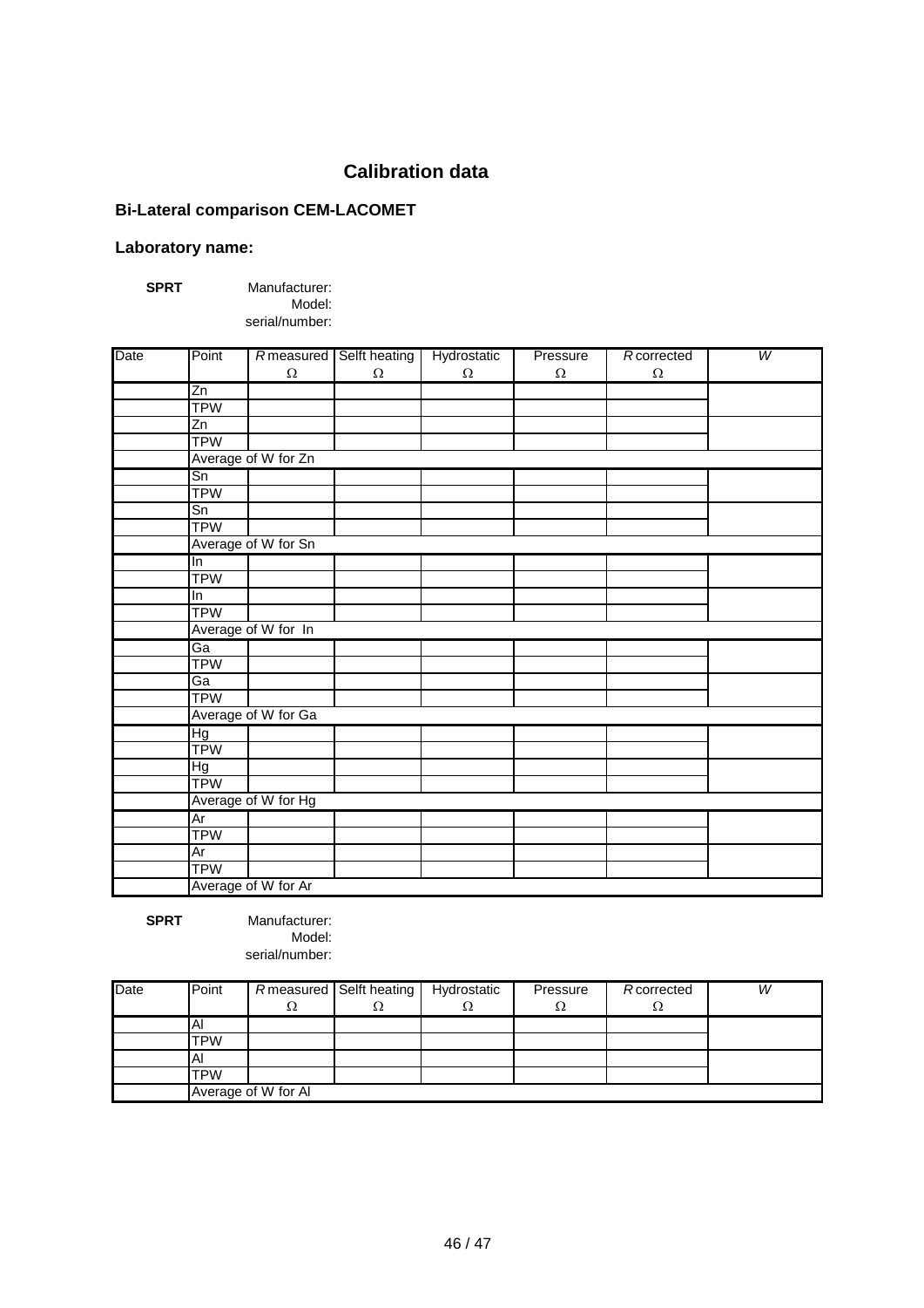## Calibration data

### Bi-Lateral comparison CEM-LACOMET

### Laboratory name:

**SPRT** Manufacturer:
Model:
serial/number:

| Date | Point | *R* measured Ω | Selft heating Ω | Hydrostatic Ω | Pressure Ω | *R* corrected Ω | *W* |
|---|---|---|---|---|---|---|---|
| | Zn | | | | | | |
| | TPW | | | | | | |
| | Zn | | | | | | |
| | TPW | | | | | | |
| | Average of W for Zn | | | | | | |
| | Sn | | | | | | |
| | TPW | | | | | | |
| | Sn | | | | | | |
| | TPW | | | | | | |
| | Average of W for Sn | | | | | | |
| | In | | | | | | |
| | TPW | | | | | | |
| | In | | | | | | |
| | TPW | | | | | | |
| | Average of W for In | | | | | | |
| | Ga | | | | | | |
| | TPW | | | | | | |
| | Ga | | | | | | |
| | TPW | | | | | | |
| | Average of W for Ga | | | | | | |
| | Hg | | | | | | |
| | TPW | | | | | | |
| | Hg | | | | | | |
| | TPW | | | | | | |
| | Average of W for Hg | | | | | | |
| | Ar | | | | | | |
| | TPW | | | | | | |
| | Ar | | | | | | |
| | TPW | | | | | | |
| | Average of W for Ar | | | | | | |

**SPRT** Manufacturer:
Model:
serial/number:

| Date | Point | *R* measured Ω | Selft heating Ω | Hydrostatic Ω | Pressure Ω | *R* corrected Ω | *W* |
|---|---|---|---|---|---|---|---|
| | Al | | | | | | |
| | TPW | | | | | | |
| | Al | | | | | | |
| | TPW | | | | | | |
| | Average of W for Al | | | | | | |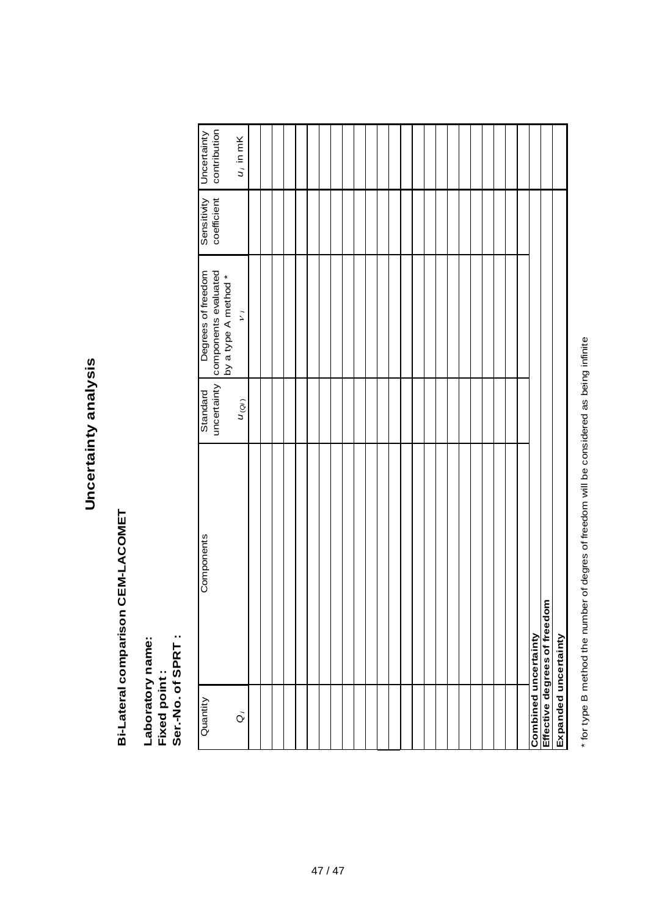# Uncertainty analysis

**Bi-Lateral comparison CEM-LACOMET**

**Laboratory name:**
**Fixed point :**
**Ser.-No. of SPRT :**

| Quantity<br><br>$Q_i$ | Components | Standard uncertainty<br><br>$u_{(Q_i)}$ | Degrees of freedom components evaluated by a type A method *<br><br>$\nu_i$ | Sensitivity coefficient | Uncertainty contribution<br><br>$u_i$ in mK |
|---|---|---|---|---|---|
| | | | | | |
| | | | | | |
| | | | | | |
| | | | | | |
| | | | | | |
| | | | | | |
| | | | | | |
| | | | | | |
| | | | | | |
| | | | | | |
| | | | | | |
| | | | | | |
| | | | | | |
| | | | | | |
| | | | | | |
| | | | | | |
| | | | | | |
| | | | | | |
| | | | | | |
| | | | | | |
| | | | | | |
| | | | | | |
| | | | | | |
| | | | | | |
| **Combined uncertainty** | | | | | |
| **Effective degrees of freedom** | | | | | |
| **Expanded uncertainty** | | | | | |

* for type B method the number of degrees of freedom will be considered as being infinite